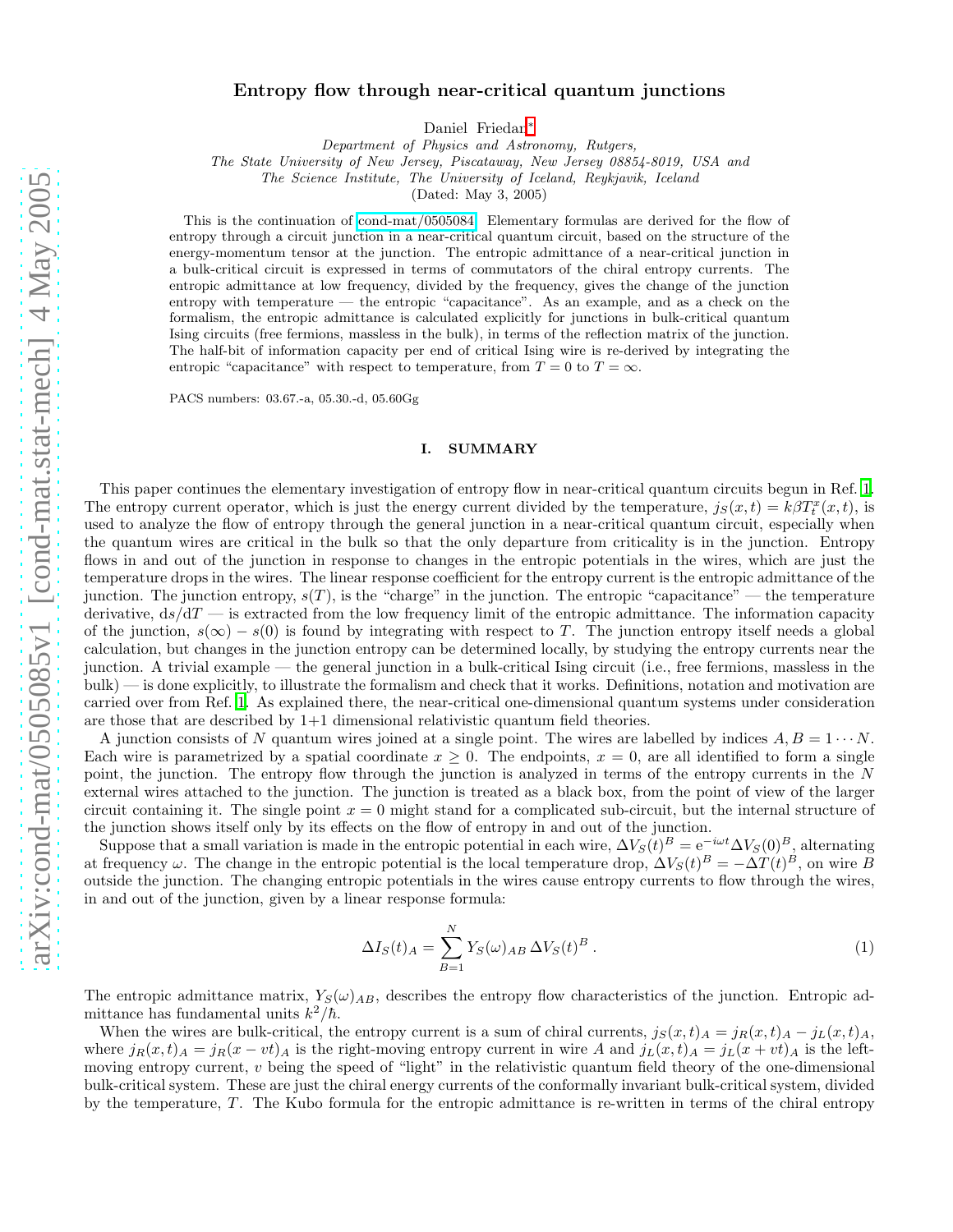# Entropy flow through near-critical quantum junctions

Daniel Friedan*

*Department of Physics and Astronomy, Rutgers,*
*The State University of New Jersey, Piscataway, New Jersey 08854-8019, USA and*
*The Science Institute, The University of Iceland, Reykjavik, Iceland*

(Dated: May 3, 2005)

This is the continuation of cond-mat/0505084. Elementary formulas are derived for the flow of entropy through a circuit junction in a near-critical quantum circuit, based on the structure of the energy-momentum tensor at the junction. The entropic admittance of a near-critical junction in a bulk-critical circuit is expressed in terms of commutators of the chiral entropy currents. The entropic admittance at low frequency, divided by the frequency, gives the change of the junction entropy with temperature — the entropic "capacitance". As an example, and as a check on the formalism, the entropic admittance is calculated explicitly for junctions in bulk-critical quantum Ising circuits (free fermions, massless in the bulk), in terms of the reflection matrix of the junction. The half-bit of information capacity per end of critical Ising wire is re-derived by integrating the entropic "capacitance" with respect to temperature, from $T = 0$ to $T = \infty$.

PACS numbers: 03.67.-a, 05.30.-d, 05.60Gg

## I. SUMMARY

This paper continues the elementary investigation of entropy flow in near-critical quantum circuits begun in Ref. [1]. The entropy current operator, which is just the energy current divided by the temperature, $j_S(x,t) = k\beta T^x_t(x,t)$, is used to analyze the flow of entropy through the general junction in a near-critical quantum circuit, especially when the quantum wires are critical in the bulk so that the only departure from criticality is in the junction. Entropy flows in and out of the junction in response to changes in the entropic potentials in the wires, which are just the temperature drops in the wires. The linear response coefficient for the entropy current is the entropic admittance of the junction. The junction entropy, $s(T)$, is the "charge" in the junction. The entropic "capacitance" — the temperature derivative, $\mathrm{d}s/\mathrm{d}T$ — is extracted from the low frequency limit of the entropic admittance. The information capacity of the junction, $s(\infty) - s(0)$ is found by integrating with respect to $T$. The junction entropy itself needs a global calculation, but changes in the junction entropy can be determined locally, by studying the entropy currents near the junction. A trivial example — the general junction in a bulk-critical Ising circuit (i.e., free fermions, massless in the bulk) — is done explicitly, to illustrate the formalism and check that it works. Definitions, notation and motivation are carried over from Ref. [1]. As explained there, the near-critical one-dimensional quantum systems under consideration are those that are described by 1+1 dimensional relativistic quantum field theories.

A junction consists of $N$ quantum wires joined at a single point. The wires are labelled by indices $A, B = 1\cdots N$. Each wire is parametrized by a spatial coordinate $x \geq 0$. The endpoints, $x = 0$, are all identified to form a single point, the junction. The entropy flow through the junction is analyzed in terms of the entropy currents in the $N$ external wires attached to the junction. The junction is treated as a black box, from the point of view of the larger circuit containing it. The single point $x = 0$ might stand for a complicated sub-circuit, but the internal structure of the junction shows itself only by its effects on the flow of entropy in and out of the junction.

Suppose that a small variation is made in the entropic potential in each wire, $\Delta V_S(t)^B = \mathrm{e}^{-i\omega t}\Delta V_S(0)^B$, alternating at frequency $\omega$. The change in the entropic potential is the local temperature drop, $\Delta V_S(t)^B = -\Delta T(t)^B$, on wire $B$ outside the junction. The changing entropic potentials in the wires cause entropy currents to flow through the wires, in and out of the junction, given by a linear response formula:

$$\Delta I_S(t)_A = \sum_{B=1}^{N} Y_S(\omega)_{AB}\,\Delta V_S(t)^B\,. \tag{1}$$

The entropic admittance matrix, $Y_S(\omega)_{AB}$, describes the entropy flow characteristics of the junction. Entropic admittance has fundamental units $k^2/\hbar$.

When the wires are bulk-critical, the entropy current is a sum of chiral currents, $j_S(x,t)_A = j_R(x,t)_A - j_L(x,t)_A$, where $j_R(x,t)_A = j_R(x - vt)_A$ is the right-moving entropy current in wire $A$ and $j_L(x,t)_A = j_L(x + vt)_A$ is the left-moving entropy current, $v$ being the speed of "light" in the relativistic quantum field theory of the one-dimensional bulk-critical system. These are just the chiral energy currents of the conformally invariant bulk-critical system, divided by the temperature, $T$. The Kubo formula for the entropic admittance is re-written in terms of the chiral entropy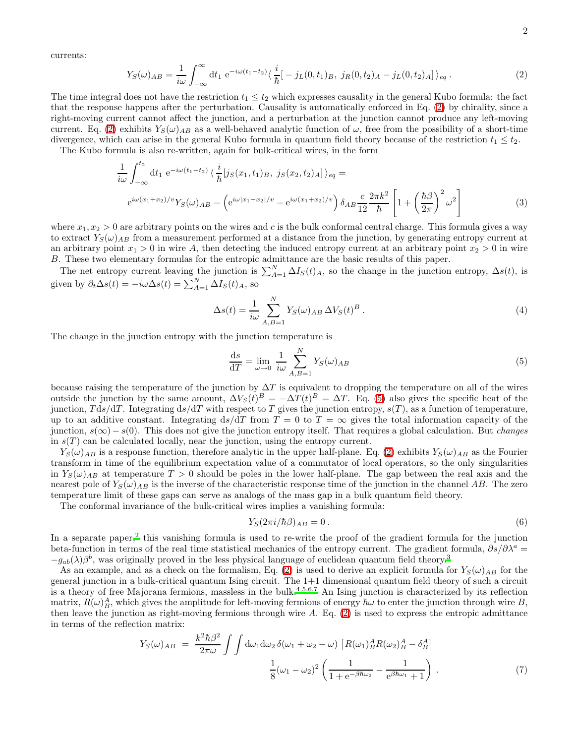currents:

$$Y_S(\omega)_{AB} = \frac{1}{i\omega}\int_{-\infty}^{\infty} \mathrm{d}t_1 \; \mathrm{e}^{-i\omega(t_1-t_2)} \langle \frac{i}{\hbar}[-j_L(0,t_1)_B,\; j_R(0,t_2)_A - j_L(0,t_2)_A]\rangle_{eq} \,. \tag{2}$$

The time integral does not have the restriction $t_1 \le t_2$ which expresses causality in the general Kubo formula: the fact that the response happens after the perturbation. Causality is automatically enforced in Eq. (2) by chirality, since a right-moving current cannot affect the junction, and a perturbation at the junction cannot produce any left-moving current. Eq. (2) exhibits $Y_S(\omega)_{AB}$ as a well-behaved analytic function of $\omega$, free from the possibility of a short-time divergence, which can arise in the general Kubo formula in quantum field theory because of the restriction $t_1 \le t_2$.

The Kubo formula is also re-written, again for bulk-critical wires, in the form

$$\frac{1}{i\omega}\int_{-\infty}^{t_2} \mathrm{d}t_1 \; \mathrm{e}^{-i\omega(t_1-t_2)} \,\langle \frac{i}{\hbar}[j_S(x_1,t_1)_B,\; j_S(x_2,t_2)_A]\rangle_{eq} =$$
$$\mathrm{e}^{i\omega(x_1+x_2)/v} Y_S(\omega)_{AB} - \left(\mathrm{e}^{i\omega|x_1-x_2|/v} - \mathrm{e}^{i\omega(x_1+x_2)/v}\right)\delta_{AB}\frac{c}{12}\frac{2\pi k^2}{\hbar}\left[1+\left(\frac{\hbar\beta}{2\pi}\right)^2\omega^2\right] \tag{3}$$

where $x_1, x_2 > 0$ are arbitrary points on the wires and $c$ is the bulk conformal central charge. This formula gives a way to extract $Y_S(\omega)_{AB}$ from a measurement performed at a distance from the junction, by generating entropy current at an arbitrary point $x_1 > 0$ in wire $A$, then detecting the induced entropy current at an arbitrary point $x_2 > 0$ in wire $B$. These two elementary formulas for the entropic admittance are the basic results of this paper.

The net entropy current leaving the junction is $\sum_{A=1}^{N}\Delta I_S(t)_A$, so the change in the junction entropy, $\Delta s(t)$, is given by $\partial_t \Delta s(t) = -i\omega \Delta s(t) = \sum_{A=1}^{N}\Delta I_S(t)_A$, so

$$\Delta s(t) = \frac{1}{i\omega}\sum_{A,B=1}^{N} Y_S(\omega)_{AB}\,\Delta V_S(t)^B \,. \tag{4}$$

The change in the junction entropy with the junction temperature is

$$\frac{\mathrm{d}s}{\mathrm{d}T} = \lim_{\omega\to 0}\frac{1}{i\omega}\sum_{A,B=1}^{N} Y_S(\omega)_{AB} \tag{5}$$

because raising the temperature of the junction by $\Delta T$ is equivalent to dropping the temperature on all of the wires outside the junction by the same amount, $\Delta V_S(t)^B = -\Delta T(t)^B = \Delta T$. Eq. (5) also gives the specific heat of the junction, $T\mathrm{d}s/\mathrm{d}T$. Integrating $\mathrm{d}s/\mathrm{d}T$ with respect to $T$ gives the junction entropy, $s(T)$, as a function of temperature, up to an additive constant. Integrating $\mathrm{d}s/\mathrm{d}T$ from $T=0$ to $T=\infty$ gives the total information capacity of the junction, $s(\infty)-s(0)$. This does not give the junction entropy itself. That requires a global calculation. But *changes* in $s(T)$ can be calculated locally, near the junction, using the entropy current.

$Y_S(\omega)_{AB}$ is a response function, therefore analytic in the upper half-plane. Eq. (2) exhibits $Y_S(\omega)_{AB}$ as the Fourier transform in time of the equilibrium expectation value of a commutator of local operators, so the only singularities in $Y_S(\omega)_{AB}$ at temperature $T>0$ should be poles in the lower half-plane. The gap between the real axis and the nearest pole of $Y_S(\omega)_{AB}$ is the inverse of the characteristic response time of the junction in the channel $AB$. The zero temperature limit of these gaps can serve as analogs of the mass gap in a bulk quantum field theory.

The conformal invariance of the bulk-critical wires implies a vanishing formula:

$$Y_S(2\pi i/\hbar\beta)_{AB} = 0\,. \tag{6}$$

In a separate paper,[2] this vanishing formula is used to re-write the proof of the gradient formula for the junction beta-function in terms of the real time statistical mechanics of the entropy current. The gradient formula, $\partial s/\partial\lambda^a = -g_{ab}(\lambda)\beta^b$, was originally proved in the less physical language of euclidean quantum field theory.[3]

As an example, and as a check on the formalism, Eq. (2) is used to derive an explicit formula for $Y_S(\omega)_{AB}$ for the general junction in a bulk-critical quantum Ising circuit. The 1+1 dimensional quantum field theory of such a circuit is a theory of free Majorana fermions, massless in the bulk.[4,5,6,7] An Ising junction is characterized by its reflection matrix, $R(\omega)^A_B$, which gives the amplitude for left-moving fermions of energy $\hbar\omega$ to enter the junction through wire $B$, then leave the junction as right-moving fermions through wire $A$. Eq. (2) is used to express the entropic admittance in terms of the reflection matrix:

$$\begin{aligned} Y_S(\omega)_{AB} \;=\; & \frac{k^2\hbar\beta^2}{2\pi\omega}\int\!\!\int \mathrm{d}\omega_1\mathrm{d}\omega_2\,\delta(\omega_1+\omega_2-\omega)\,\left[R(\omega_1)^A_B R(\omega_2)^A_B - \delta^A_B\right] \\ & \frac{1}{8}(\omega_1-\omega_2)^2\left(\frac{1}{1+\mathrm{e}^{-\beta\hbar\omega_2}} - \frac{1}{\mathrm{e}^{\beta\hbar\omega_1}+1}\right)\,. \end{aligned} \tag{7}$$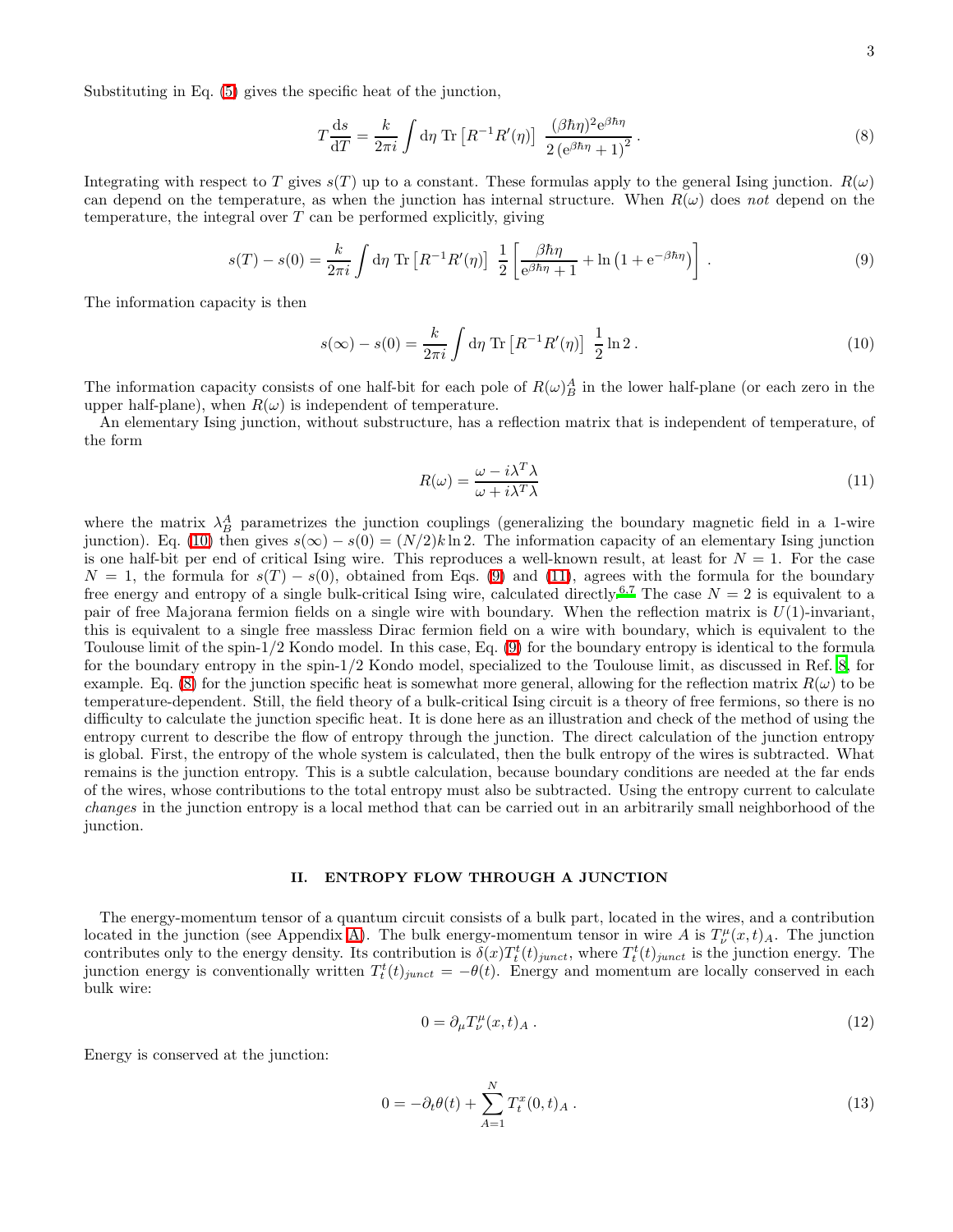Substituting in Eq. (5) gives the specific heat of the junction,

$$T\frac{\mathrm{d}s}{\mathrm{d}T} = \frac{k}{2\pi i}\int \mathrm{d}\eta \;\mathrm{Tr}\left[R^{-1}R'(\eta)\right]\;\frac{(\beta\hbar\eta)^2\mathrm{e}^{\beta\hbar\eta}}{2\left(\mathrm{e}^{\beta\hbar\eta}+1\right)^2}\,. \tag{8}$$

Integrating with respect to $T$ gives $s(T)$ up to a constant. These formulas apply to the general Ising junction. $R(\omega)$ can depend on the temperature, as when the junction has internal structure. When $R(\omega)$ does *not* depend on the temperature, the integral over $T$ can be performed explicitly, giving

$$s(T)-s(0) = \frac{k}{2\pi i}\int \mathrm{d}\eta\;\mathrm{Tr}\left[R^{-1}R'(\eta)\right]\;\frac{1}{2}\left[\frac{\beta\hbar\eta}{\mathrm{e}^{\beta\hbar\eta}+1}+\ln\left(1+\mathrm{e}^{-\beta\hbar\eta}\right)\right]\,. \tag{9}$$

The information capacity is then

$$s(\infty)-s(0) = \frac{k}{2\pi i}\int \mathrm{d}\eta\;\mathrm{Tr}\left[R^{-1}R'(\eta)\right]\;\frac{1}{2}\ln 2\,. \tag{10}$$

The information capacity consists of one half-bit for each pole of $R(\omega)^A_B$ in the lower half-plane (or each zero in the upper half-plane), when $R(\omega)$ is independent of temperature.

An elementary Ising junction, without substructure, has a reflection matrix that is independent of temperature, of the form

$$R(\omega) = \frac{\omega - i\lambda^T\lambda}{\omega + i\lambda^T\lambda} \tag{11}$$

where the matrix $\lambda^A_B$ parametrizes the junction couplings (generalizing the boundary magnetic field in a 1-wire junction). Eq. (10) then gives $s(\infty)-s(0) = (N/2)k\ln 2$. The information capacity of an elementary Ising junction is one half-bit per end of critical Ising wire. This reproduces a well-known result, at least for $N=1$. For the case $N=1$, the formula for $s(T)-s(0)$, obtained from Eqs. (9) and (11), agrees with the formula for the boundary free energy and entropy of a single bulk-critical Ising wire, calculated directly.[6,7] The case $N=2$ is equivalent to a pair of free Majorana fermion fields on a single wire with boundary. When the reflection matrix is $U(1)$-invariant, this is equivalent to a single free massless Dirac fermion field on a wire with boundary, which is equivalent to the Toulouse limit of the spin-1/2 Kondo model. In this case, Eq. (9) for the boundary entropy is identical to the formula for the boundary entropy in the spin-1/2 Kondo model, specialized to the Toulouse limit, as discussed in Ref. [8], for example. Eq. (8) for the junction specific heat is somewhat more general, allowing for the reflection matrix $R(\omega)$ to be temperature-dependent. Still, the field theory of a bulk-critical Ising circuit is a theory of free fermions, so there is no difficulty to calculate the junction specific heat. It is done here as an illustration and check of the method of using the entropy current to describe the flow of entropy through the junction. The direct calculation of the junction entropy is global. First, the entropy of the whole system is calculated, then the bulk entropy of the wires is subtracted. What remains is the junction entropy. This is a subtle calculation, because boundary conditions are needed at the far ends of the wires, whose contributions to the total entropy must also be subtracted. Using the entropy current to calculate *changes* in the junction entropy is a local method that can be carried out in an arbitrarily small neighborhood of the junction.

## II. ENTROPY FLOW THROUGH A JUNCTION

The energy-momentum tensor of a quantum circuit consists of a bulk part, located in the wires, and a contribution located in the junction (see Appendix A). The bulk energy-momentum tensor in wire $A$ is $T^\mu_\nu(x,t)_A$. The junction contributes only to the energy density. Its contribution is $\delta(x)T^t_t(t)_{junct}$, where $T^t_t(t)_{junct}$ is the junction energy. The junction energy is conventionally written $T^t_t(t)_{junct} = -\theta(t)$. Energy and momentum are locally conserved in each bulk wire:

$$0 = \partial_\mu T^\mu_\nu(x,t)_A\,. \tag{12}$$

Energy is conserved at the junction:

$$0 = -\partial_t\theta(t) + \sum_{A=1}^{N} T^x_t(0,t)_A\,. \tag{13}$$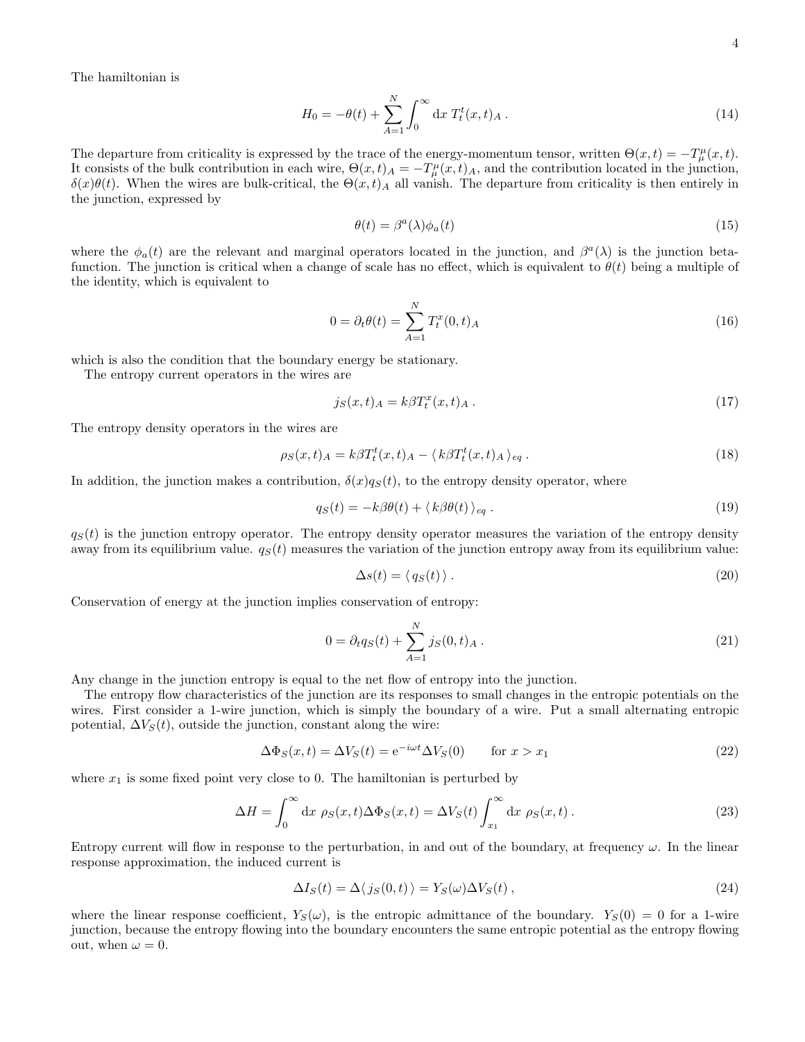The hamiltonian is

$$H_0 = -\theta(t) + \sum_{A=1}^{N} \int_0^\infty \mathrm{d}x \; T^t_t(x,t)_A \,. \tag{14}$$

The departure from criticality is expressed by the trace of the energy-momentum tensor, written $\Theta(x,t) = -T^\mu_\mu(x,t)$. It consists of the bulk contribution in each wire, $\Theta(x,t)_A = -T^\mu_\mu(x,t)_A$, and the contribution located in the junction, $\delta(x)\theta(t)$. When the wires are bulk-critical, the $\Theta(x,t)_A$ all vanish. The departure from criticality is then entirely in the junction, expressed by

$$\theta(t) = \beta^a(\lambda)\phi_a(t) \tag{15}$$

where the $\phi_a(t)$ are the relevant and marginal operators located in the junction, and $\beta^a(\lambda)$ is the junction beta-function. The junction is critical when a change of scale has no effect, which is equivalent to $\theta(t)$ being a multiple of the identity, which is equivalent to

$$0 = \partial_t \theta(t) = \sum_{A=1}^{N} T^x_t(0,t)_A \tag{16}$$

which is also the condition that the boundary energy be stationary.

The entropy current operators in the wires are

$$j_S(x,t)_A = k\beta T^x_t(x,t)_A \,. \tag{17}$$

The entropy density operators in the wires are

$$\rho_S(x,t)_A = k\beta T^t_t(x,t)_A - \langle\, k\beta T^t_t(x,t)_A \,\rangle_{eq} \,. \tag{18}$$

In addition, the junction makes a contribution, $\delta(x) q_S(t)$, to the entropy density operator, where

$$q_S(t) = -k\beta\theta(t) + \langle\, k\beta\theta(t) \,\rangle_{eq} \,. \tag{19}$$

$q_S(t)$ is the junction entropy operator. The entropy density operator measures the variation of the entropy density away from its equilibrium value. $q_S(t)$ measures the variation of the junction entropy away from its equilibrium value:

$$\Delta s(t) = \langle\, q_S(t) \,\rangle \,. \tag{20}$$

Conservation of energy at the junction implies conservation of entropy:

$$0 = \partial_t q_S(t) + \sum_{A=1}^{N} j_S(0,t)_A \,. \tag{21}$$

Any change in the junction entropy is equal to the net flow of entropy into the junction.

The entropy flow characteristics of the junction are its responses to small changes in the entropic potentials on the wires. First consider a 1-wire junction, which is simply the boundary of a wire. Put a small alternating entropic potential, $\Delta V_S(t)$, outside the junction, constant along the wire:

$$\Delta\Phi_S(x,t) = \Delta V_S(t) = \mathrm{e}^{-i\omega t}\Delta V_S(0) \qquad \text{for } x > x_1 \tag{22}$$

where $x_1$ is some fixed point very close to 0. The hamiltonian is perturbed by

$$\Delta H = \int_0^\infty \mathrm{d}x \; \rho_S(x,t)\Delta\Phi_S(x,t) = \Delta V_S(t) \int_{x_1}^\infty \mathrm{d}x \; \rho_S(x,t) \,. \tag{23}$$

Entropy current will flow in response to the perturbation, in and out of the boundary, at frequency $\omega$. In the linear response approximation, the induced current is

$$\Delta I_S(t) = \Delta\langle\, j_S(0,t) \,\rangle = Y_S(\omega)\Delta V_S(t) \,, \tag{24}$$

where the linear response coefficient, $Y_S(\omega)$, is the entropic admittance of the boundary. $Y_S(0) = 0$ for a 1-wire junction, because the entropy flowing into the boundary encounters the same entropic potential as the entropy flowing out, when $\omega = 0$.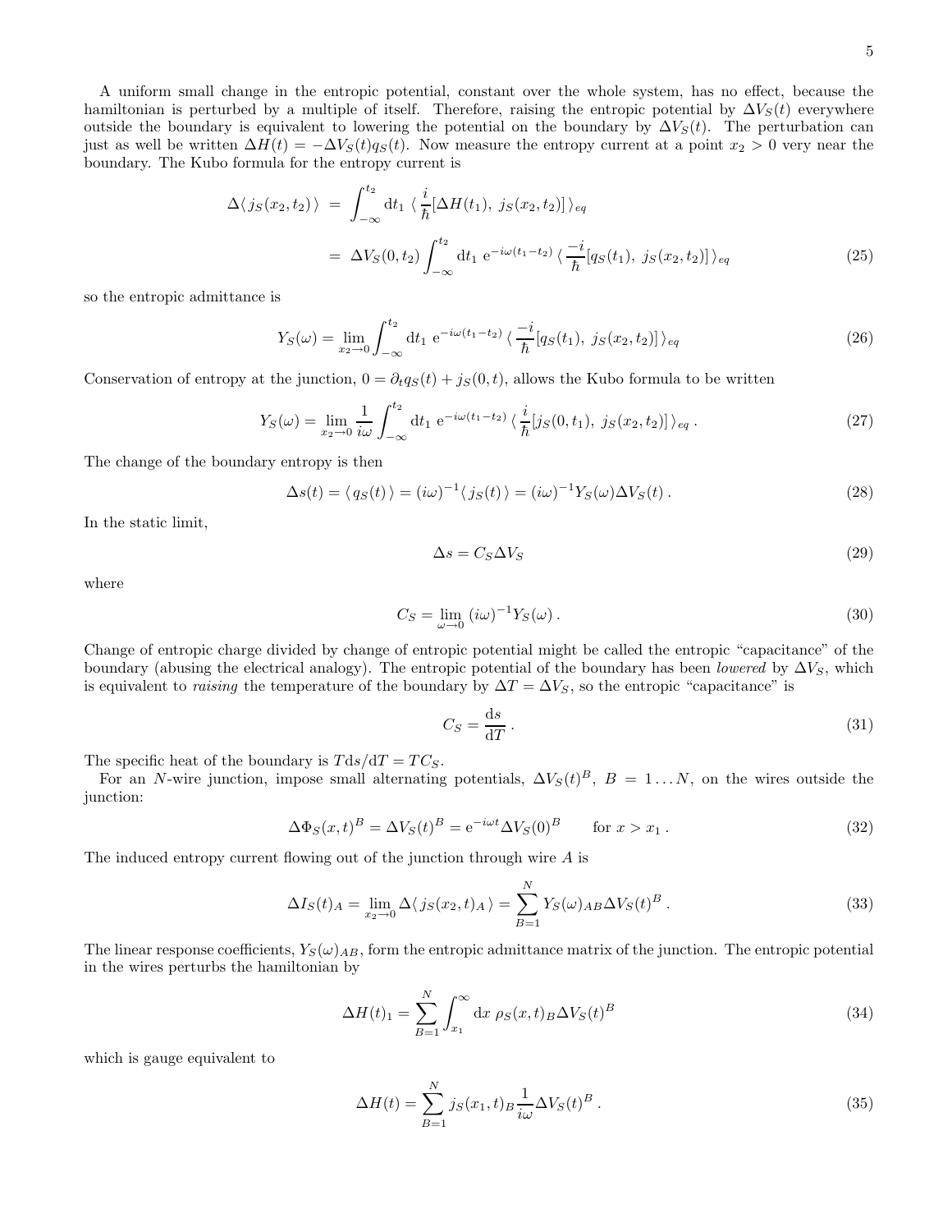A uniform small change in the entropic potential, constant over the whole system, has no effect, because the hamiltonian is perturbed by a multiple of itself. Therefore, raising the entropic potential by $\Delta V_S(t)$ everywhere outside the boundary is equivalent to lowering the potential on the boundary by $\Delta V_S(t)$. The perturbation can just as well be written $\Delta H(t) = -\Delta V_S(t) q_S(t)$. Now measure the entropy current at a point $x_2 > 0$ very near the boundary. The Kubo formula for the entropy current is

$$
\begin{aligned}
\Delta\langle\, j_S(x_2,t_2)\,\rangle \;&=\; \int_{-\infty}^{t_2} \mathrm{d}t_1 \;\langle\, \frac{i}{\hbar}[\Delta H(t_1),\; j_S(x_2,t_2)]\,\rangle_{eq} \\
&=\; \Delta V_S(0,t_2) \int_{-\infty}^{t_2} \mathrm{d}t_1 \; \mathrm{e}^{-i\omega(t_1-t_2)} \,\langle\, \frac{-i}{\hbar}[q_S(t_1),\; j_S(x_2,t_2)]\,\rangle_{eq} 
\end{aligned}
\tag{25}
$$

so the entropic admittance is

$$
Y_S(\omega) = \lim_{x_2\to 0} \int_{-\infty}^{t_2} \mathrm{d}t_1 \; \mathrm{e}^{-i\omega(t_1-t_2)} \,\langle\, \frac{-i}{\hbar}[q_S(t_1),\; j_S(x_2,t_2)]\,\rangle_{eq} \tag{26}
$$

Conservation of entropy at the junction, $0 = \partial_t q_S(t) + j_S(0,t)$, allows the Kubo formula to be written

$$
Y_S(\omega) = \lim_{x_2\to 0} \frac{1}{i\omega} \int_{-\infty}^{t_2} \mathrm{d}t_1 \; \mathrm{e}^{-i\omega(t_1-t_2)} \,\langle\, \frac{i}{\hbar}[j_S(0,t_1),\; j_S(x_2,t_2)]\,\rangle_{eq}\;. \tag{27}
$$

The change of the boundary entropy is then

$$
\Delta s(t) = \langle\, q_S(t)\,\rangle = (i\omega)^{-1}\langle\, j_S(t)\,\rangle = (i\omega)^{-1} Y_S(\omega) \Delta V_S(t)\;. \tag{28}
$$

In the static limit,

$$
\Delta s = C_S \Delta V_S \tag{29}
$$

where

$$
C_S = \lim_{\omega\to 0}\, (i\omega)^{-1} Y_S(\omega)\;. \tag{30}
$$

Change of entropic charge divided by change of entropic potential might be called the entropic "capacitance" of the boundary (abusing the electrical analogy). The entropic potential of the boundary has been *lowered* by $\Delta V_S$, which is equivalent to *raising* the temperature of the boundary by $\Delta T = \Delta V_S$, so the entropic "capacitance" is

$$
C_S = \frac{\mathrm{d}s}{\mathrm{d}T}\;. \tag{31}
$$

The specific heat of the boundary is $T\mathrm{d}s/\mathrm{d}T = TC_S$.

For an $N$-wire junction, impose small alternating potentials, $\Delta V_S(t)^B$, $B = 1 \ldots N$, on the wires outside the junction:

$$
\Delta\Phi_S(x,t)^B = \Delta V_S(t)^B = \mathrm{e}^{-i\omega t}\Delta V_S(0)^B \qquad \text{for } x > x_1\;. \tag{32}
$$

The induced entropy current flowing out of the junction through wire $A$ is

$$
\Delta I_S(t)_A = \lim_{x_2\to 0} \Delta\langle\, j_S(x_2,t)_A\,\rangle = \sum_{B=1}^{N} Y_S(\omega)_{AB} \Delta V_S(t)^B\;. \tag{33}
$$

The linear response coefficients, $Y_S(\omega)_{AB}$, form the entropic admittance matrix of the junction. The entropic potential in the wires perturbs the hamiltonian by

$$
\Delta H(t)_1 = \sum_{B=1}^{N} \int_{x_1}^{\infty} \mathrm{d}x \;\rho_S(x,t)_B \Delta V_S(t)^B \tag{34}
$$

which is gauge equivalent to

$$
\Delta H(t) = \sum_{B=1}^{N} j_S(x_1,t)_B \frac{1}{i\omega} \Delta V_S(t)^B\;. \tag{35}
$$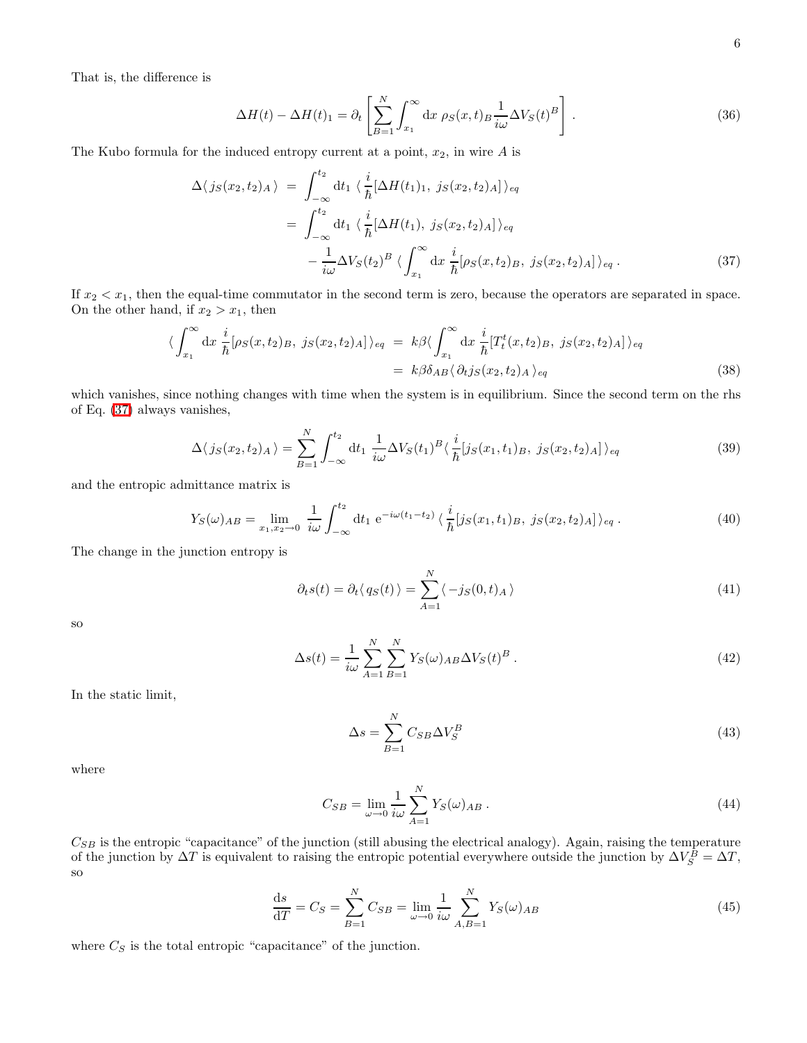That is, the difference is

$$\Delta H(t) - \Delta H(t)_1 = \partial_t \left[ \sum_{B=1}^{N} \int_{x_1}^{\infty} \mathrm{d}x \; \rho_S(x,t)_B \frac{1}{i\omega} \Delta V_S(t)^B \right] . \tag{36}$$

The Kubo formula for the induced entropy current at a point, $x_2$, in wire $A$ is

$$\begin{aligned}
\Delta\langle\, j_S(x_2,t_2)_A \,\rangle &= \int_{-\infty}^{t_2} \mathrm{d}t_1 \; \langle\, \frac{i}{\hbar}[\Delta H(t_1)_1, \; j_S(x_2,t_2)_A] \,\rangle_{eq} \\
&= \int_{-\infty}^{t_2} \mathrm{d}t_1 \; \langle\, \frac{i}{\hbar}[\Delta H(t_1), \; j_S(x_2,t_2)_A] \,\rangle_{eq} \\
&\quad - \frac{1}{i\omega} \Delta V_S(t_2)^B \, \langle \int_{x_1}^{\infty} \mathrm{d}x \; \frac{i}{\hbar}[\rho_S(x,t_2)_B, \; j_S(x_2,t_2)_A] \,\rangle_{eq} \, .
\end{aligned} \tag{37}$$

If $x_2 < x_1$, then the equal-time commutator in the second term is zero, because the operators are separated in space. On the other hand, if $x_2 > x_1$, then

$$\begin{aligned}
\langle \int_{x_1}^{\infty} \mathrm{d}x \; \frac{i}{\hbar}[\rho_S(x,t_2)_B, \; j_S(x_2,t_2)_A] \,\rangle_{eq} &= k\beta \langle \int_{x_1}^{\infty} \mathrm{d}x \; \frac{i}{\hbar}[T_t^t(x,t_2)_B, \; j_S(x_2,t_2)_A] \,\rangle_{eq} \\
&= k\beta \delta_{AB} \langle\, \partial_t j_S(x_2,t_2)_A \,\rangle_{eq}
\end{aligned} \tag{38}$$

which vanishes, since nothing changes with time when the system is in equilibrium. Since the second term on the rhs of Eq. (37) always vanishes,

$$\Delta\langle\, j_S(x_2,t_2)_A \,\rangle = \sum_{B=1}^{N} \int_{-\infty}^{t_2} \mathrm{d}t_1 \; \frac{1}{i\omega} \Delta V_S(t_1)^B \langle\, \frac{i}{\hbar}[j_S(x_1,t_1)_B, \; j_S(x_2,t_2)_A] \,\rangle_{eq} \tag{39}$$

and the entropic admittance matrix is

$$Y_S(\omega)_{AB} = \lim_{x_1,x_2 \to 0} \frac{1}{i\omega} \int_{-\infty}^{t_2} \mathrm{d}t_1 \; \mathrm{e}^{-i\omega(t_1 - t_2)} \, \langle\, \frac{i}{\hbar}[j_S(x_1,t_1)_B, \; j_S(x_2,t_2)_A] \,\rangle_{eq} \, . \tag{40}$$

The change in the junction entropy is

$$\partial_t s(t) = \partial_t \langle\, q_S(t) \,\rangle = \sum_{A=1}^{N} \langle\, -j_S(0,t)_A \,\rangle \tag{41}$$

so

$$\Delta s(t) = \frac{1}{i\omega} \sum_{A=1}^{N} \sum_{B=1}^{N} Y_S(\omega)_{AB} \Delta V_S(t)^B \, . \tag{42}$$

In the static limit,

$$\Delta s = \sum_{B=1}^{N} C_{SB} \Delta V_S^B \tag{43}$$

where

$$C_{SB} = \lim_{\omega \to 0} \frac{1}{i\omega} \sum_{A=1}^{N} Y_S(\omega)_{AB} \, . \tag{44}$$

$C_{SB}$ is the entropic "capacitance" of the junction (still abusing the electrical analogy). Again, raising the temperature of the junction by $\Delta T$ is equivalent to raising the entropic potential everywhere outside the junction by $\Delta V_S^B = \Delta T$, so

$$\frac{\mathrm{d}s}{\mathrm{d}T} = C_S = \sum_{B=1}^{N} C_{SB} = \lim_{\omega \to 0} \frac{1}{i\omega} \sum_{A,B=1}^{N} Y_S(\omega)_{AB} \tag{45}$$

where $C_S$ is the total entropic "capacitance" of the junction.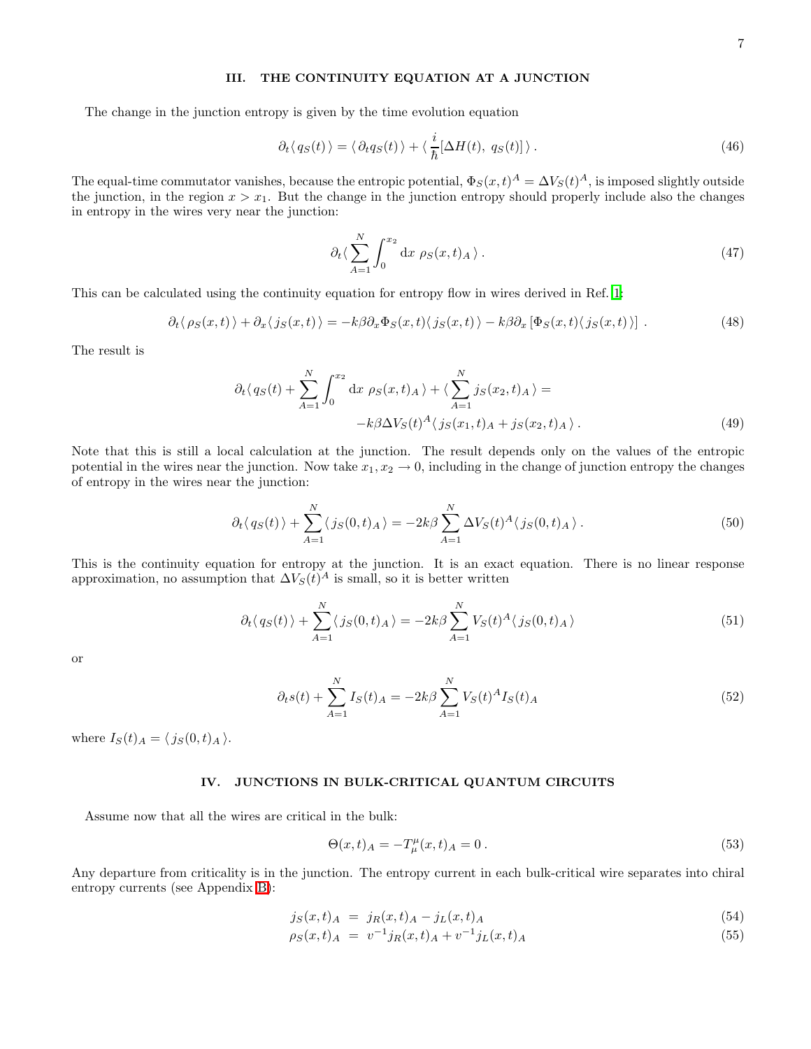## III. THE CONTINUITY EQUATION AT A JUNCTION

The change in the junction entropy is given by the time evolution equation

$$\partial_t \langle \, q_S(t) \, \rangle = \langle \, \partial_t q_S(t) \, \rangle + \langle \, \frac{i}{\hbar} [\Delta H(t), \; q_S(t)] \, \rangle \,. \tag{46}$$

The equal-time commutator vanishes, because the entropic potential, $\Phi_S(x,t)^A = \Delta V_S(t)^A$, is imposed slightly outside the junction, in the region $x > x_1$. But the change in the junction entropy should properly include also the changes in entropy in the wires very near the junction:

$$\partial_t \langle \sum_{A=1}^{N} \int_0^{x_2} \mathrm{d}x \; \rho_S(x,t)_A \, \rangle \,. \tag{47}$$

This can be calculated using the continuity equation for entropy flow in wires derived in Ref. [1]:

$$\partial_t \langle \, \rho_S(x,t) \, \rangle + \partial_x \langle \, j_S(x,t) \, \rangle = -k\beta \partial_x \Phi_S(x,t) \langle \, j_S(x,t) \, \rangle - k\beta \partial_x \left[ \Phi_S(x,t) \langle \, j_S(x,t) \, \rangle \right] \,. \tag{48}$$

The result is

$$\begin{aligned} \partial_t \langle \, q_S(t) + \sum_{A=1}^{N} \int_0^{x_2} \mathrm{d}x \; \rho_S(x,t)_A \, \rangle + \langle \, \sum_{A=1}^{N} j_S(x_2,t)_A \, \rangle = \\ -k\beta \Delta V_S(t)^A \langle \, j_S(x_1,t)_A + j_S(x_2,t)_A \, \rangle \,. \end{aligned} \tag{49}$$

Note that this is still a local calculation at the junction. The result depends only on the values of the entropic potential in the wires near the junction. Now take $x_1, x_2 \to 0$, including in the change of junction entropy the changes of entropy in the wires near the junction:

$$\partial_t \langle \, q_S(t) \, \rangle + \sum_{A=1}^{N} \langle \, j_S(0,t)_A \, \rangle = -2k\beta \sum_{A=1}^{N} \Delta V_S(t)^A \langle \, j_S(0,t)_A \, \rangle \,. \tag{50}$$

This is the continuity equation for entropy at the junction. It is an exact equation. There is no linear response approximation, no assumption that $\Delta V_S(t)^A$ is small, so it is better written

$$\partial_t \langle \, q_S(t) \, \rangle + \sum_{A=1}^{N} \langle \, j_S(0,t)_A \, \rangle = -2k\beta \sum_{A=1}^{N} V_S(t)^A \langle \, j_S(0,t)_A \, \rangle \tag{51}$$

or

$$\partial_t s(t) + \sum_{A=1}^{N} I_S(t)_A = -2k\beta \sum_{A=1}^{N} V_S(t)^A I_S(t)_A \tag{52}$$

where $I_S(t)_A = \langle \, j_S(0,t)_A \, \rangle$.

## IV. JUNCTIONS IN BULK-CRITICAL QUANTUM CIRCUITS

Assume now that all the wires are critical in the bulk:

$$\Theta(x,t)_A = -T^\mu_\mu(x,t)_A = 0 \,. \tag{53}$$

Any departure from criticality is in the junction. The entropy current in each bulk-critical wire separates into chiral entropy currents (see Appendix B):

$$j_S(x,t)_A \;=\; j_R(x,t)_A - j_L(x,t)_A \tag{54}$$

$$\rho_S(x,t)_A \;=\; v^{-1} j_R(x,t)_A + v^{-1} j_L(x,t)_A \tag{55}$$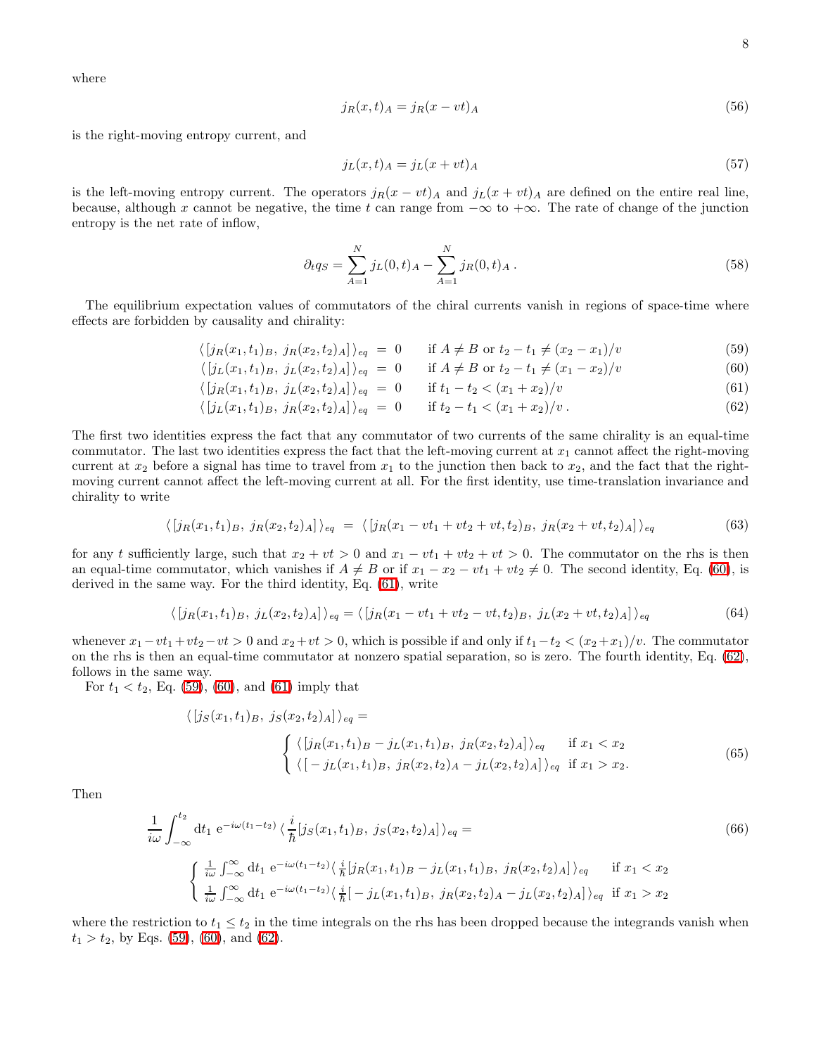where

$$j_R(x,t)_A = j_R(x - vt)_A \tag{56}$$

is the right-moving entropy current, and

$$j_L(x,t)_A = j_L(x + vt)_A \tag{57}$$

is the left-moving entropy current. The operators $j_R(x-vt)_A$ and $j_L(x+vt)_A$ are defined on the entire real line, because, although $x$ cannot be negative, the time $t$ can range from $-\infty$ to $+\infty$. The rate of change of the junction entropy is the net rate of inflow,

$$\partial_t q_S = \sum_{A=1}^{N} j_L(0,t)_A - \sum_{A=1}^{N} j_R(0,t)_A \,. \tag{58}$$

The equilibrium expectation values of commutators of the chiral currents vanish in regions of space-time where effects are forbidden by causality and chirality:

$$\langle\, [j_R(x_1,t_1)_B,\ j_R(x_2,t_2)_A]\,\rangle_{eq} \;=\; 0 \qquad \text{if } A \neq B \text{ or } t_2 - t_1 \neq (x_2 - x_1)/v \tag{59}$$

$$\langle\, [j_L(x_1,t_1)_B,\ j_L(x_2,t_2)_A]\,\rangle_{eq} \;=\; 0 \qquad \text{if } A \neq B \text{ or } t_2 - t_1 \neq (x_1 - x_2)/v \tag{60}$$

$$\langle\, [j_R(x_1,t_1)_B,\ j_L(x_2,t_2)_A]\,\rangle_{eq} \;=\; 0 \qquad \text{if } t_1 - t_2 < (x_1 + x_2)/v \tag{61}$$

$$\langle\, [j_L(x_1,t_1)_B,\ j_R(x_2,t_2)_A]\,\rangle_{eq} \;=\; 0 \qquad \text{if } t_2 - t_1 < (x_1 + x_2)/v \,. \tag{62}$$

The first two identities express the fact that any commutator of two currents of the same chirality is an equal-time commutator. The last two identities express the fact that the left-moving current at $x_1$ cannot affect the right-moving current at $x_2$ before a signal has time to travel from $x_1$ to the junction then back to $x_2$, and the fact that the right-moving current cannot affect the left-moving current at all. For the first identity, use time-translation invariance and chirality to write

$$\langle\, [j_R(x_1,t_1)_B,\ j_R(x_2,t_2)_A]\,\rangle_{eq} \;=\; \langle\, [j_R(x_1 - vt_1 + vt_2 + vt, t_2)_B,\ j_R(x_2 + vt, t_2)_A]\,\rangle_{eq} \tag{63}$$

for any $t$ sufficiently large, such that $x_2 + vt > 0$ and $x_1 - vt_1 + vt_2 + vt > 0$. The commutator on the rhs is then an equal-time commutator, which vanishes if $A \neq B$ or if $x_1 - x_2 - vt_1 + vt_2 \neq 0$. The second identity, Eq. (60), is derived in the same way. For the third identity, Eq. (61), write

$$\langle\, [j_R(x_1,t_1)_B,\ j_L(x_2,t_2)_A]\,\rangle_{eq} = \langle\, [j_R(x_1 - vt_1 + vt_2 - vt, t_2)_B,\ j_L(x_2 + vt, t_2)_A]\,\rangle_{eq} \tag{64}$$

whenever $x_1 - vt_1 + vt_2 - vt > 0$ and $x_2 + vt > 0$, which is possible if and only if $t_1 - t_2 < (x_2 + x_1)/v$. The commutator on the rhs is then an equal-time commutator at nonzero spatial separation, so is zero. The fourth identity, Eq. (62), follows in the same way.

For $t_1 < t_2$, Eq. (59), (60), and (61) imply that

$$\langle\, [j_S(x_1,t_1)_B,\ j_S(x_2,t_2)_A]\,\rangle_{eq} = \begin{cases} \langle\, [j_R(x_1,t_1)_B - j_L(x_1,t_1)_B,\ j_R(x_2,t_2)_A]\,\rangle_{eq} & \text{if } x_1 < x_2 \\ \langle\, [\,-j_L(x_1,t_1)_B,\ j_R(x_2,t_2)_A - j_L(x_2,t_2)_A]\,\rangle_{eq} & \text{if } x_1 > x_2. \end{cases} \tag{65}$$

Then

$$\frac{1}{i\omega}\int_{-\infty}^{t_2} \mathrm{d}t_1\ \mathrm{e}^{-i\omega(t_1-t_2)}\,\langle\, \frac{i}{\hbar}[j_S(x_1,t_1)_B,\ j_S(x_2,t_2)_A]\,\rangle_{eq} = \tag{66}$$

$$\begin{cases} \frac{1}{i\omega}\int_{-\infty}^{\infty} \mathrm{d}t_1\ \mathrm{e}^{-i\omega(t_1-t_2)}\langle\, \frac{i}{\hbar}[j_R(x_1,t_1)_B - j_L(x_1,t_1)_B,\ j_R(x_2,t_2)_A]\,\rangle_{eq} & \text{if } x_1 < x_2 \\ \frac{1}{i\omega}\int_{-\infty}^{\infty} \mathrm{d}t_1\ \mathrm{e}^{-i\omega(t_1-t_2)}\langle\, \frac{i}{\hbar}[\,-j_L(x_1,t_1)_B,\ j_R(x_2,t_2)_A - j_L(x_2,t_2)_A]\,\rangle_{eq} & \text{if } x_1 > x_2 \end{cases}$$

where the restriction to $t_1 \leq t_2$ in the time integrals on the rhs has been dropped because the integrands vanish when $t_1 > t_2$, by Eqs. (59), (60), and (62).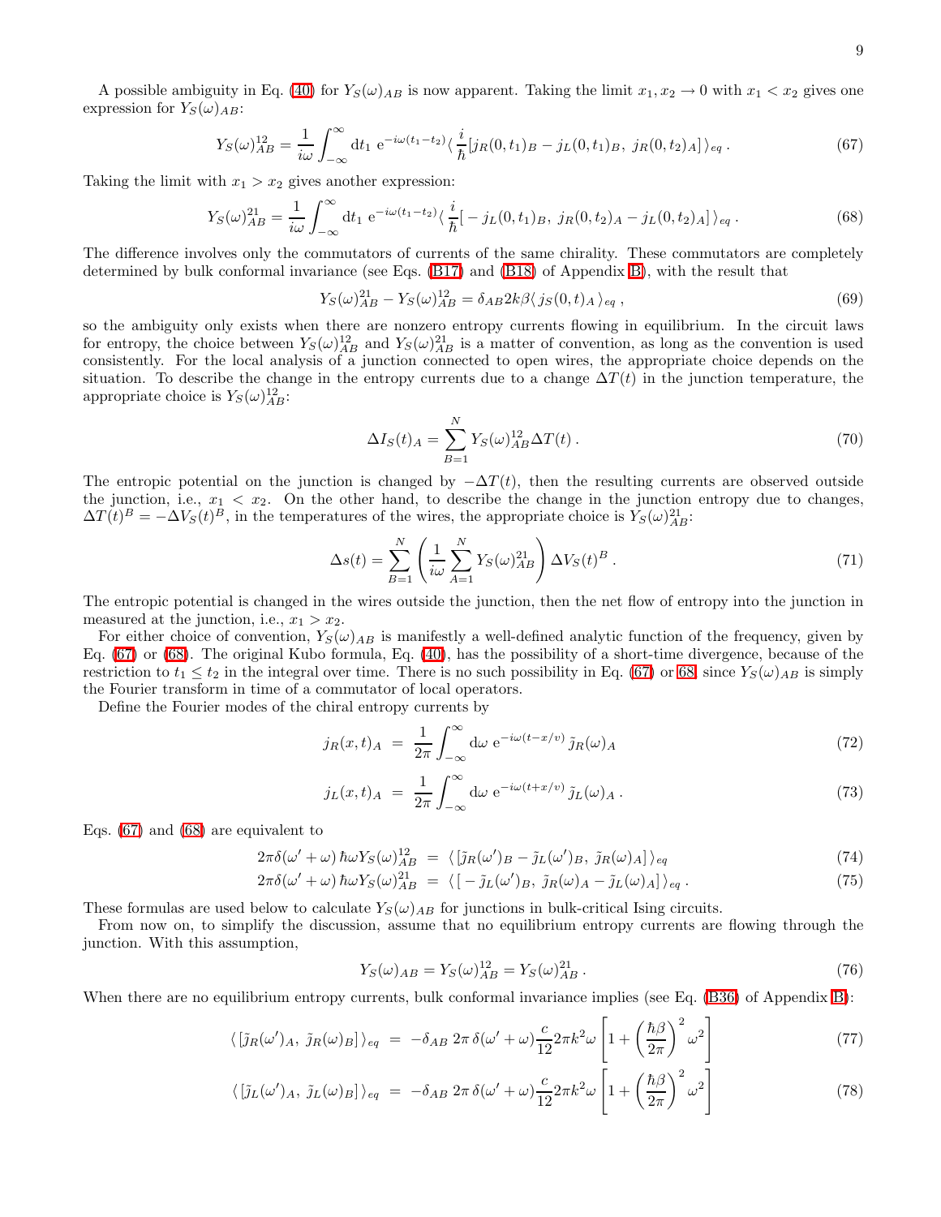A possible ambiguity in Eq. (40) for $Y_S(\omega)_{AB}$ is now apparent. Taking the limit $x_1, x_2 \to 0$ with $x_1 < x_2$ gives one expression for $Y_S(\omega)_{AB}$:

$$Y_S(\omega)^{12}_{AB} = \frac{1}{i\omega}\int_{-\infty}^{\infty} \mathrm{d}t_1\ \mathrm{e}^{-i\omega(t_1-t_2)} \langle \frac{i}{\hbar}[j_R(0,t_1)_B - j_L(0,t_1)_B,\ j_R(0,t_2)_A] \rangle_{eq}\,. \tag{67}$$

Taking the limit with $x_1 > x_2$ gives another expression:

$$Y_S(\omega)^{21}_{AB} = \frac{1}{i\omega}\int_{-\infty}^{\infty} \mathrm{d}t_1\ \mathrm{e}^{-i\omega(t_1-t_2)} \langle \frac{i}{\hbar}[-j_L(0,t_1)_B,\ j_R(0,t_2)_A - j_L(0,t_2)_A] \rangle_{eq}\,. \tag{68}$$

The difference involves only the commutators of currents of the same chirality. These commutators are completely determined by bulk conformal invariance (see Eqs. (B17) and (B18) of Appendix B), with the result that

$$Y_S(\omega)^{21}_{AB} - Y_S(\omega)^{12}_{AB} = \delta_{AB} 2k\beta \langle j_S(0,t)_A \rangle_{eq}\,, \tag{69}$$

so the ambiguity only exists when there are nonzero entropy currents flowing in equilibrium. In the circuit laws for entropy, the choice between $Y_S(\omega)^{12}_{AB}$ and $Y_S(\omega)^{21}_{AB}$ is a matter of convention, as long as the convention is used consistently. For the local analysis of a junction connected to open wires, the appropriate choice depends on the situation. To describe the change in the entropy currents due to a change $\Delta T(t)$ in the junction temperature, the appropriate choice is $Y_S(\omega)^{12}_{AB}$:

$$\Delta I_S(t)_A = \sum_{B=1}^{N} Y_S(\omega)^{12}_{AB} \Delta T(t)\,. \tag{70}$$

The entropic potential on the junction is changed by $-\Delta T(t)$, then the resulting currents are observed outside the junction, i.e., $x_1 < x_2$. On the other hand, to describe the change in the junction entropy due to changes, $\Delta T(t)^B = -\Delta V_S(t)^B$, in the temperatures of the wires, the appropriate choice is $Y_S(\omega)^{21}_{AB}$:

$$\Delta s(t) = \sum_{B=1}^{N} \left( \frac{1}{i\omega} \sum_{A=1}^{N} Y_S(\omega)^{21}_{AB} \right) \Delta V_S(t)^B\,. \tag{71}$$

The entropic potential is changed in the wires outside the junction, then the net flow of entropy into the junction in measured at the junction, i.e., $x_1 > x_2$.

For either choice of convention, $Y_S(\omega)_{AB}$ is manifestly a well-defined analytic function of the frequency, given by Eq. (67) or (68). The original Kubo formula, Eq. (40), has the possibility of a short-time divergence, because of the restriction to $t_1 \le t_2$ in the integral over time. There is no such possibility in Eq. (67) or 68, since $Y_S(\omega)_{AB}$ is simply the Fourier transform in time of a commutator of local operators.

Define the Fourier modes of the chiral entropy currents by

$$j_R(x,t)_A \;=\; \frac{1}{2\pi}\int_{-\infty}^{\infty} \mathrm{d}\omega\ \mathrm{e}^{-i\omega(t-x/v)}\, \tilde{j}_R(\omega)_A \tag{72}$$

$$j_L(x,t)_A \;=\; \frac{1}{2\pi}\int_{-\infty}^{\infty} \mathrm{d}\omega\ \mathrm{e}^{-i\omega(t+x/v)}\, \tilde{j}_L(\omega)_A\,. \tag{73}$$

Eqs. (67) and (68) are equivalent to

$$2\pi\delta(\omega'+\omega)\,\hbar\omega Y_S(\omega)^{12}_{AB} \;=\; \langle\, [\tilde{j}_R(\omega')_B - \tilde{j}_L(\omega')_B,\ \tilde{j}_R(\omega)_A]\,\rangle_{eq} \tag{74}$$

$$2\pi\delta(\omega'+\omega)\,\hbar\omega Y_S(\omega)^{21}_{AB} \;=\; \langle\, [-\tilde{j}_L(\omega')_B,\ \tilde{j}_R(\omega)_A - \tilde{j}_L(\omega)_A]\,\rangle_{eq}\,. \tag{75}$$

These formulas are used below to calculate $Y_S(\omega)_{AB}$ for junctions in bulk-critical Ising circuits.

From now on, to simplify the discussion, assume that no equilibrium entropy currents are flowing through the junction. With this assumption,

$$Y_S(\omega)_{AB} = Y_S(\omega)^{12}_{AB} = Y_S(\omega)^{21}_{AB}\,. \tag{76}$$

When there are no equilibrium entropy currents, bulk conformal invariance implies (see Eq. (B36) of Appendix B):

$$\langle\, [\tilde{j}_R(\omega')_A,\ \tilde{j}_R(\omega)_B]\,\rangle_{eq} \;=\; -\delta_{AB}\ 2\pi\,\delta(\omega'+\omega)\frac{c}{12} 2\pi k^2 \omega \left[1 + \left(\frac{\hbar\beta}{2\pi}\right)^2 \omega^2\right] \tag{77}$$

$$\langle\, [\tilde{j}_L(\omega')_A,\ \tilde{j}_L(\omega)_B]\,\rangle_{eq} \;=\; -\delta_{AB}\ 2\pi\,\delta(\omega'+\omega)\frac{c}{12} 2\pi k^2 \omega \left[1 + \left(\frac{\hbar\beta}{2\pi}\right)^2 \omega^2\right] \tag{78}$$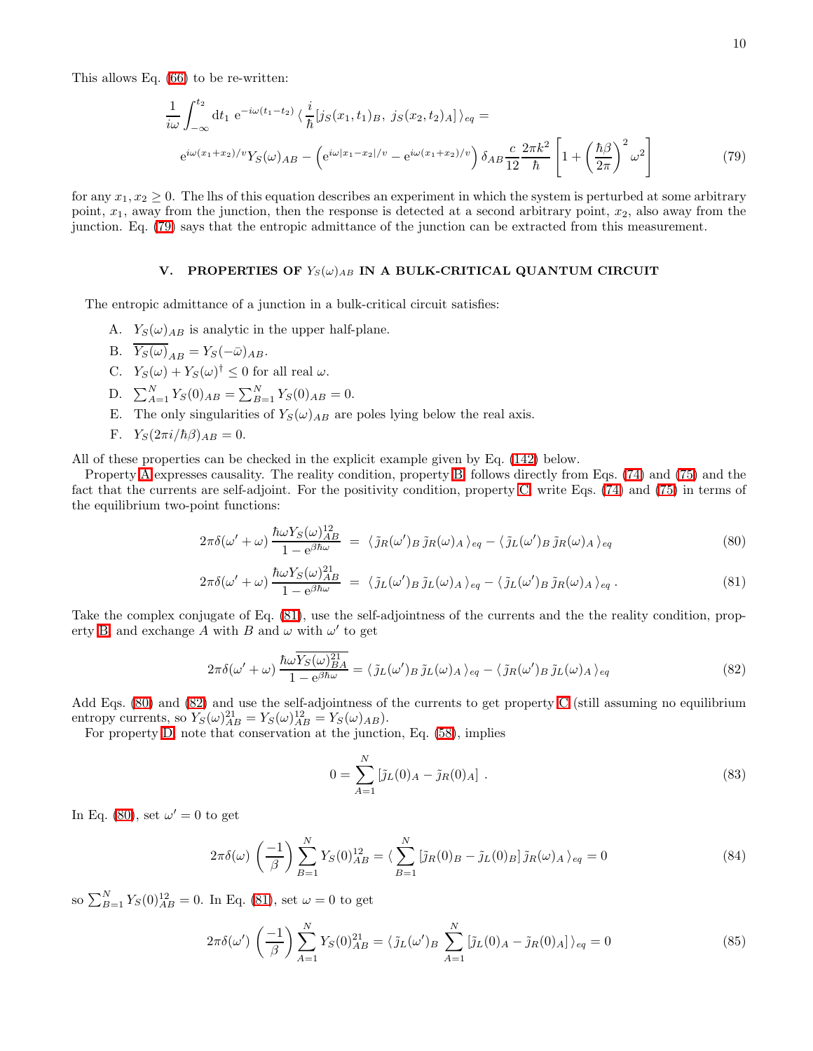This allows Eq. (66) to be re-written:

$$\frac{1}{i\omega}\int_{-\infty}^{t_2} \mathrm{d}t_1 \; \mathrm{e}^{-i\omega(t_1-t_2)} \, \langle \, \frac{i}{\hbar}[j_S(x_1,t_1)_B, \; j_S(x_2,t_2)_A] \, \rangle_{eq} =$$
$$\mathrm{e}^{i\omega(x_1+x_2)/v} Y_S(\omega)_{AB} - \left(\mathrm{e}^{i\omega|x_1-x_2|/v} - \mathrm{e}^{i\omega(x_1+x_2)/v}\right) \delta_{AB} \frac{c}{12}\frac{2\pi k^2}{\hbar}\left[1+\left(\frac{\hbar\beta}{2\pi}\right)^2\omega^2\right] \tag{79}$$

for any $x_1, x_2 \geq 0$. The lhs of this equation describes an experiment in which the system is perturbed at some arbitrary point, $x_1$, away from the junction, then the response is detected at a second arbitrary point, $x_2$, also away from the junction. Eq. (79) says that the entropic admittance of the junction can be extracted from this measurement.

## V. PROPERTIES OF $Y_S(\omega)_{AB}$ IN A BULK-CRITICAL QUANTUM CIRCUIT

The entropic admittance of a junction in a bulk-critical circuit satisfies:

A. $Y_S(\omega)_{AB}$ is analytic in the upper half-plane.

B. $\overline{Y_S(\omega)}_{AB} = Y_S(-\bar{\omega})_{AB}$.

C. $Y_S(\omega) + Y_S(\omega)^\dagger \leq 0$ for all real $\omega$.

D. $\sum_{A=1}^{N} Y_S(0)_{AB} = \sum_{B=1}^{N} Y_S(0)_{AB} = 0$.

E. The only singularities of $Y_S(\omega)_{AB}$ are poles lying below the real axis.

F. $Y_S(2\pi i/\hbar\beta)_{AB} = 0$.

All of these properties can be checked in the explicit example given by Eq. (142) below.

Property A expresses causality. The reality condition, property B, follows directly from Eqs. (74) and (75) and the fact that the currents are self-adjoint. For the positivity condition, property C, write Eqs. (74) and (75) in terms of the equilibrium two-point functions:

$$2\pi\delta(\omega'+\omega)\,\frac{\hbar\omega Y_S(\omega)^{12}_{AB}}{1-\mathrm{e}^{\beta\hbar\omega}} \;=\; \langle\, \tilde{j}_R(\omega')_B \, \tilde{j}_R(\omega)_A \,\rangle_{eq} - \langle\, \tilde{j}_L(\omega')_B \, \tilde{j}_R(\omega)_A \,\rangle_{eq} \tag{80}$$

$$2\pi\delta(\omega'+\omega)\,\frac{\hbar\omega Y_S(\omega)^{21}_{AB}}{1-\mathrm{e}^{\beta\hbar\omega}} \;=\; \langle\, \tilde{j}_L(\omega')_B \, \tilde{j}_L(\omega)_A \,\rangle_{eq} - \langle\, \tilde{j}_L(\omega')_B \, \tilde{j}_R(\omega)_A \,\rangle_{eq} \,. \tag{81}$$

Take the complex conjugate of Eq. (81), use the self-adjointness of the currents and the the reality condition, property B, and exchange $A$ with $B$ and $\omega$ with $\omega'$ to get

$$2\pi\delta(\omega'+\omega)\,\frac{\hbar\omega\overline{Y_S(\omega)^{21}_{BA}}}{1-\mathrm{e}^{\beta\hbar\omega}} = \langle\, \tilde{j}_L(\omega')_B \, \tilde{j}_L(\omega)_A \,\rangle_{eq} - \langle\, \tilde{j}_R(\omega')_B \, \tilde{j}_L(\omega)_A \,\rangle_{eq} \tag{82}$$

Add Eqs. (80) and (82) and use the self-adjointness of the currents to get property C (still assuming no equilibrium entropy currents, so $Y_S(\omega)^{21}_{AB} = Y_S(\omega)^{12}_{AB} = Y_S(\omega)_{AB}$).

For property D, note that conservation at the junction, Eq. (58), implies

$$0 = \sum_{A=1}^{N} \left[\tilde{j}_L(0)_A - \tilde{j}_R(0)_A\right] \,. \tag{83}$$

In Eq. (80), set $\omega' = 0$ to get

$$2\pi\delta(\omega)\,\left(\frac{-1}{\beta}\right)\sum_{B=1}^{N} Y_S(0)^{12}_{AB} = \langle \sum_{B=1}^{N} \left[\tilde{j}_R(0)_B - \tilde{j}_L(0)_B\right] \tilde{j}_R(\omega)_A \,\rangle_{eq} = 0 \tag{84}$$

so $\sum_{B=1}^{N} Y_S(0)^{12}_{AB} = 0$. In Eq. (81), set $\omega = 0$ to get

$$2\pi\delta(\omega')\,\left(\frac{-1}{\beta}\right)\sum_{A=1}^{N} Y_S(0)^{21}_{AB} = \langle\, \tilde{j}_L(\omega')_B \, \sum_{A=1}^{N} \left[\tilde{j}_L(0)_A - \tilde{j}_R(0)_A\right] \rangle_{eq} = 0 \tag{85}$$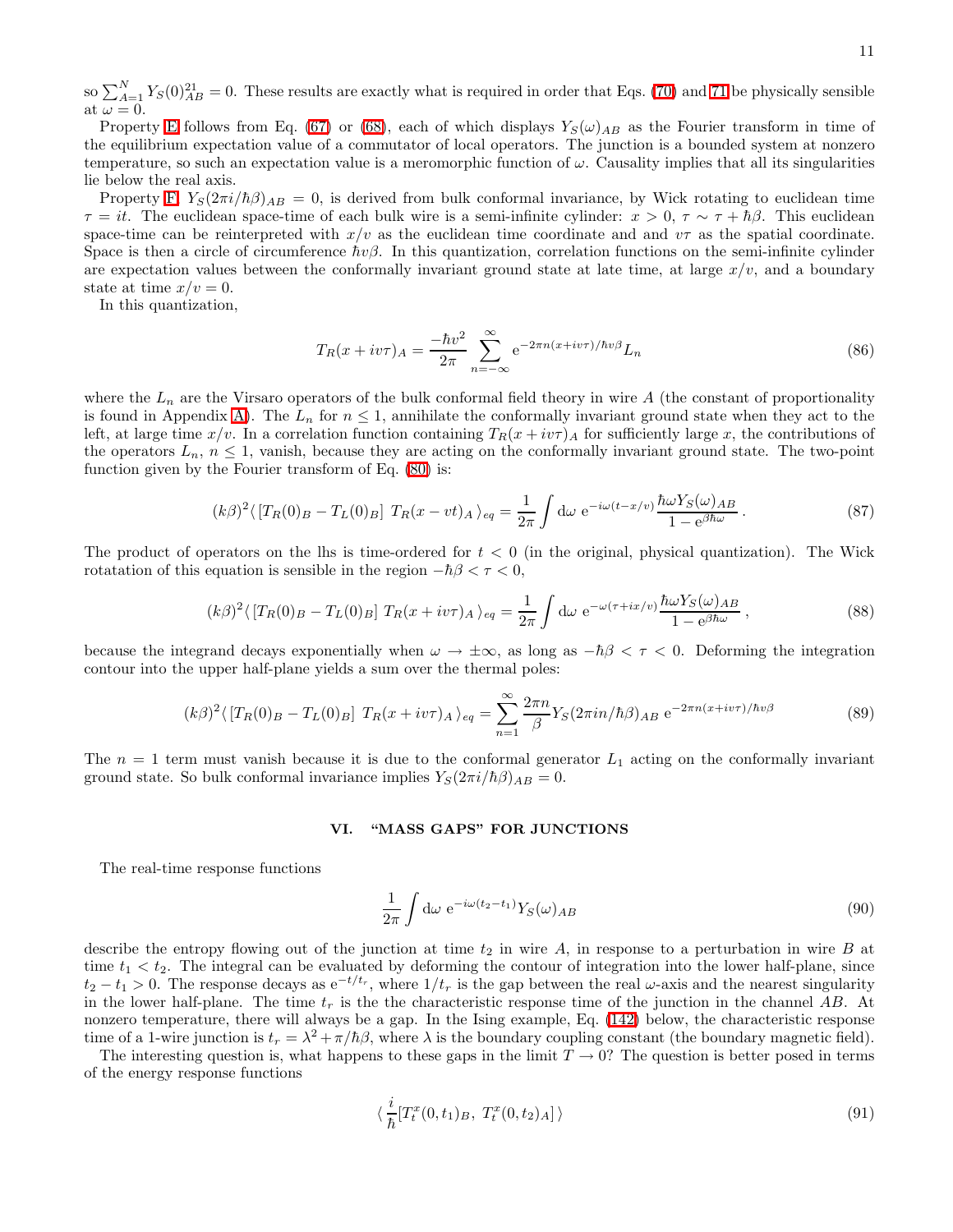so $\sum_{A=1}^{N} Y_S(0)^{21}_{AB} = 0$. These results are exactly what is required in order that Eqs. (70) and 71 be physically sensible at $\omega = 0$.

Property E follows from Eq. (67) or (68), each of which displays $Y_S(\omega)_{AB}$ as the Fourier transform in time of the equilibrium expectation value of a commutator of local operators. The junction is a bounded system at nonzero temperature, so such an expectation value is a meromorphic function of $\omega$. Causality implies that all its singularities lie below the real axis.

Property F, $Y_S(2\pi i/\hbar\beta)_{AB} = 0$, is derived from bulk conformal invariance, by Wick rotating to euclidean time $\tau = it$. The euclidean space-time of each bulk wire is a semi-infinite cylinder: $x > 0$, $\tau \sim \tau + \hbar\beta$. This euclidean space-time can be reinterpreted with $x/v$ as the euclidean time coordinate and and $v\tau$ as the spatial coordinate. Space is then a circle of circumference $\hbar v\beta$. In this quantization, correlation functions on the semi-infinite cylinder are expectation values between the conformally invariant ground state at late time, at large $x/v$, and a boundary state at time $x/v = 0$.

In this quantization,

$$T_R(x + iv\tau)_A = \frac{-\hbar v^2}{2\pi} \sum_{n=-\infty}^{\infty} \mathrm{e}^{-2\pi n(x+iv\tau)/\hbar v\beta} L_n \tag{86}$$

where the $L_n$ are the Virsaro operators of the bulk conformal field theory in wire $A$ (the constant of proportionality is found in Appendix A). The $L_n$ for $n \le 1$, annihilate the conformally invariant ground state when they act to the left, at large time $x/v$. In a correlation function containing $T_R(x+iv\tau)_A$ for sufficiently large $x$, the contributions of the operators $L_n$, $n \le 1$, vanish, because they are acting on the conformally invariant ground state. The two-point function given by the Fourier transform of Eq. (80) is:

$$(k\beta)^2 \langle\, [T_R(0)_B - T_L(0)_B]\ T_R(x - vt)_A\,\rangle_{eq} = \frac{1}{2\pi} \int \mathrm{d}\omega\ \mathrm{e}^{-i\omega(t - x/v)} \frac{\hbar\omega Y_S(\omega)_{AB}}{1 - \mathrm{e}^{\beta\hbar\omega}}\,. \tag{87}$$

The product of operators on the lhs is time-ordered for $t < 0$ (in the original, physical quantization). The Wick rotation of this equation is sensible in the region $-\hbar\beta < \tau < 0$,

$$(k\beta)^2 \langle\, [T_R(0)_B - T_L(0)_B]\ T_R(x + iv\tau)_A\,\rangle_{eq} = \frac{1}{2\pi} \int \mathrm{d}\omega\ \mathrm{e}^{-\omega(\tau + ix/v)} \frac{\hbar\omega Y_S(\omega)_{AB}}{1 - \mathrm{e}^{\beta\hbar\omega}}\,, \tag{88}$$

because the integrand decays exponentially when $\omega \to \pm\infty$, as long as $-\hbar\beta < \tau < 0$. Deforming the integration contour into the upper half-plane yields a sum over the thermal poles:

$$(k\beta)^2 \langle\, [T_R(0)_B - T_L(0)_B]\ T_R(x + iv\tau)_A\,\rangle_{eq} = \sum_{n=1}^{\infty} \frac{2\pi n}{\beta} Y_S(2\pi i n/\hbar\beta)_{AB}\ \mathrm{e}^{-2\pi n(x+iv\tau)/\hbar v\beta} \tag{89}$$

The $n = 1$ term must vanish because it is due to the conformal generator $L_1$ acting on the conformally invariant ground state. So bulk conformal invariance implies $Y_S(2\pi i/\hbar\beta)_{AB} = 0$.

## VI. "MASS GAPS" FOR JUNCTIONS

The real-time response functions

$$\frac{1}{2\pi} \int \mathrm{d}\omega\ \mathrm{e}^{-i\omega(t_2 - t_1)} Y_S(\omega)_{AB} \tag{90}$$

describe the entropy flowing out of the junction at time $t_2$ in wire $A$, in response to a perturbation in wire $B$ at time $t_1 < t_2$. The integral can be evaluated by deforming the contour of integration into the lower half-plane, since $t_2 - t_1 > 0$. The response decays as $\mathrm{e}^{-t/t_r}$, where $1/t_r$ is the gap between the real $\omega$-axis and the nearest singularity in the lower half-plane. The time $t_r$ is the the characteristic response time of the junction in the channel $AB$. At nonzero temperature, there will always be a gap. In the Ising example, Eq. (142) below, the characteristic response time of a 1-wire junction is $t_r = \lambda^2 + \pi/\hbar\beta$, where $\lambda$ is the boundary coupling constant (the boundary magnetic field).

The interesting question is, what happens to these gaps in the limit $T \to 0$? The question is better posed in terms of the energy response functions

$$\langle\, \frac{i}{\hbar} [T^x_t(0, t_1)_B,\ T^x_t(0, t_2)_A]\,\rangle \tag{91}$$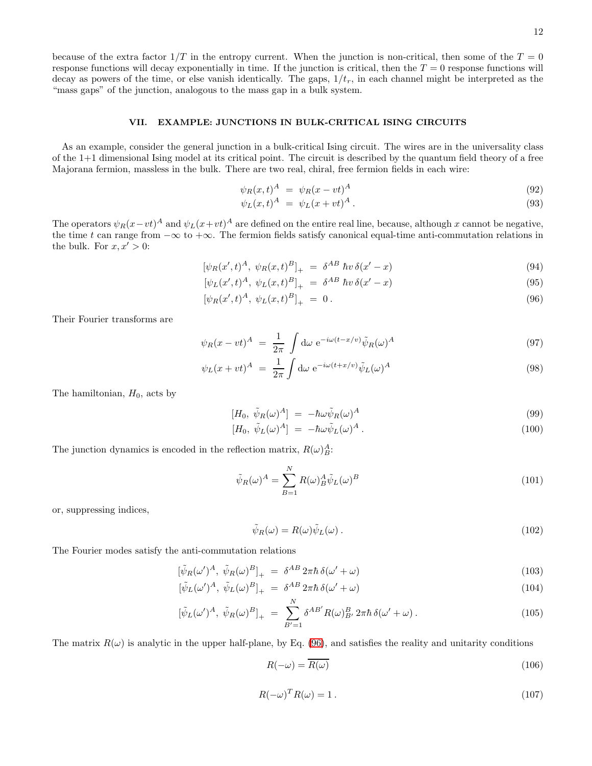because of the extra factor $1/T$ in the entropy current. When the junction is non-critical, then some of the $T = 0$ response functions will decay exponentially in time. If the junction is critical, then the $T = 0$ response functions will decay as powers of the time, or else vanish identically. The gaps, $1/t_r$, in each channel might be interpreted as the "mass gaps" of the junction, analogous to the mass gap in a bulk system.

## VII. EXAMPLE: JUNCTIONS IN BULK-CRITICAL ISING CIRCUITS

As an example, consider the general junction in a bulk-critical Ising circuit. The wires are in the universality class of the 1+1 dimensional Ising model at its critical point. The circuit is described by the quantum field theory of a free Majorana fermion, massless in the bulk. There are two real, chiral, free fermion fields in each wire:

$$\psi_R(x,t)^A \;=\; \psi_R(x-vt)^A \tag{92}$$

$$\psi_L(x,t)^A \;=\; \psi_L(x+vt)^A\,. \tag{93}$$

The operators $\psi_R(x-vt)^A$ and $\psi_L(x+vt)^A$ are defined on the entire real line, because, although $x$ cannot be negative, the time $t$ can range from $-\infty$ to $+\infty$. The fermion fields satisfy canonical equal-time anti-commutation relations in the bulk. For $x, x' > 0$:

$$[\psi_R(x',t)^A,\; \psi_R(x,t)^B]_+ \;=\; \delta^{AB}\,\hbar v\,\delta(x'-x) \tag{94}$$

$$[\psi_L(x',t)^A,\; \psi_L(x,t)^B]_+ \;=\; \delta^{AB}\,\hbar v\,\delta(x'-x) \tag{95}$$

$$[\psi_R(x',t)^A,\; \psi_L(x,t)^B]_+ \;=\; 0\,. \tag{96}$$

Their Fourier transforms are

$$\psi_R(x-vt)^A \;=\; \frac{1}{2\pi}\int \mathrm{d}\omega\; \mathrm{e}^{-i\omega(t-x/v)}\tilde{\psi}_R(\omega)^A \tag{97}$$

$$\psi_L(x+vt)^A \;=\; \frac{1}{2\pi}\int \mathrm{d}\omega\; \mathrm{e}^{-i\omega(t+x/v)}\tilde{\psi}_L(\omega)^A \tag{98}$$

The hamiltonian, $H_0$, acts by

$$[H_0,\; \tilde{\psi}_R(\omega)^A] \;=\; -\hbar\omega\tilde{\psi}_R(\omega)^A \tag{99}$$

$$[H_0,\; \tilde{\psi}_L(\omega)^A] \;=\; -\hbar\omega\tilde{\psi}_L(\omega)^A\,. \tag{100}$$

The junction dynamics is encoded in the reflection matrix, $R(\omega)^A_B$:

$$\tilde{\psi}_R(\omega)^A = \sum_{B=1}^{N} R(\omega)^A_B\tilde{\psi}_L(\omega)^B \tag{101}$$

or, suppressing indices,

$$\tilde{\psi}_R(\omega) = R(\omega)\tilde{\psi}_L(\omega)\,. \tag{102}$$

The Fourier modes satisfy the anti-commutation relations

$$[\tilde{\psi}_R(\omega')^A,\; \tilde{\psi}_R(\omega)^B]_+ \;=\; \delta^{AB}\,2\pi\hbar\,\delta(\omega'+\omega) \tag{103}$$

$$[\tilde{\psi}_L(\omega')^A,\; \tilde{\psi}_L(\omega)^B]_+ \;=\; \delta^{AB}\,2\pi\hbar\,\delta(\omega'+\omega) \tag{104}$$

$$[\tilde{\psi}_L(\omega')^A,\; \tilde{\psi}_R(\omega)^B]_+ \;=\; \sum_{B'=1}^{N}\delta^{AB'}R(\omega)^B_{B'}\,2\pi\hbar\,\delta(\omega'+\omega)\,. \tag{105}$$

The matrix $R(\omega)$ is analytic in the upper half-plane, by Eq. (96), and satisfies the reality and unitarity conditions

$$R(-\omega) = \overline{R(\omega)} \tag{106}$$

$$R(-\omega)^T R(\omega) = 1\,. \tag{107}$$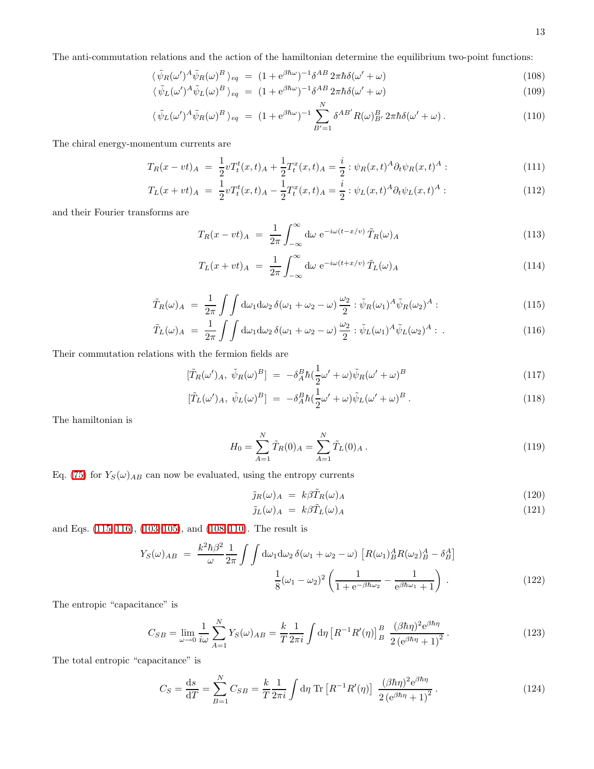The anti-commutation relations and the action of the hamiltonian determine the equilibrium two-point functions:

$$\langle\, \tilde\psi_R(\omega')^A \tilde\psi_R(\omega)^B \,\rangle_{eq} \;=\; (1+\mathrm{e}^{\beta\hbar\omega})^{-1}\delta^{AB}\, 2\pi\hbar\delta(\omega'+\omega) \tag{108}$$

$$\langle\, \tilde\psi_L(\omega')^A \tilde\psi_L(\omega)^B \,\rangle_{eq} \;=\; (1+\mathrm{e}^{\beta\hbar\omega})^{-1}\delta^{AB}\, 2\pi\hbar\delta(\omega'+\omega) \tag{109}$$

$$\langle\, \tilde\psi_L(\omega')^A \tilde\psi_R(\omega)^B \,\rangle_{eq} \;=\; (1+\mathrm{e}^{\beta\hbar\omega})^{-1}\sum_{B'=1}^{N}\delta^{AB'} R(\omega)^B_{B'}\, 2\pi\hbar\delta(\omega'+\omega)\,. \tag{110}$$

The chiral energy-momentum currents are

$$T_R(x-vt)_A \;=\; \frac{1}{2}vT^t_t(x,t)_A + \frac{1}{2}T^x_t(x,t)_A = \frac{i}{2} :\psi_R(x,t)^A\partial_t\psi_R(x,t)^A: \tag{111}$$

$$T_L(x+vt)_A \;=\; \frac{1}{2}vT^t_t(x,t)_A - \frac{1}{2}T^x_t(x,t)_A = \frac{i}{2} :\psi_L(x,t)^A\partial_t\psi_L(x,t)^A: \tag{112}$$

and their Fourier transforms are

$$T_R(x-vt)_A \;=\; \frac{1}{2\pi}\int_{-\infty}^{\infty}\mathrm{d}\omega\; \mathrm{e}^{-i\omega(t-x/v)}\,\tilde T_R(\omega)_A \tag{113}$$

$$T_L(x+vt)_A \;=\; \frac{1}{2\pi}\int_{-\infty}^{\infty}\mathrm{d}\omega\; \mathrm{e}^{-i\omega(t+x/v)}\,\tilde T_L(\omega)_A \tag{114}$$

$$\tilde T_R(\omega)_A \;=\; \frac{1}{2\pi}\int\!\!\int \mathrm{d}\omega_1\mathrm{d}\omega_2\,\delta(\omega_1+\omega_2-\omega)\,\frac{\omega_2}{2} :\tilde\psi_R(\omega_1)^A\tilde\psi_R(\omega_2)^A: \tag{115}$$

$$\tilde T_L(\omega)_A \;=\; \frac{1}{2\pi}\int\!\!\int \mathrm{d}\omega_1\mathrm{d}\omega_2\,\delta(\omega_1+\omega_2-\omega)\,\frac{\omega_2}{2} :\tilde\psi_L(\omega_1)^A\tilde\psi_L(\omega_2)^A: \,. \tag{116}$$

Their commutation relations with the fermion fields are

$$[\tilde T_R(\omega')_A,\; \tilde\psi_R(\omega)^B] \;=\; -\delta^B_A\hbar(\frac{1}{2}\omega'+\omega)\tilde\psi_R(\omega'+\omega)^B \tag{117}$$

$$[\tilde T_L(\omega')_A,\; \tilde\psi_L(\omega)^B] \;=\; -\delta^B_A\hbar(\frac{1}{2}\omega'+\omega)\tilde\psi_L(\omega'+\omega)^B\,. \tag{118}$$

The hamiltonian is

$$H_0 = \sum_{A=1}^{N}\tilde T_R(0)_A = \sum_{A=1}^{N}\tilde T_L(0)_A\,. \tag{119}$$

Eq. (75) for $Y_S(\omega)_{AB}$ can now be evaluated, using the entropy currents

$$\tilde\jmath_R(\omega)_A \;=\; k\beta\tilde T_R(\omega)_A \tag{120}$$

$$\tilde\jmath_L(\omega)_A \;=\; k\beta\tilde T_L(\omega)_A \tag{121}$$

and Eqs. (115–116), (103–105), and (108–110). The result is

$$Y_S(\omega)_{AB} \;=\; \frac{k^2\hbar\beta^2}{\omega}\frac{1}{2\pi}\int\!\!\int \mathrm{d}\omega_1\mathrm{d}\omega_2\,\delta(\omega_1+\omega_2-\omega)\,\left[R(\omega_1)^A_B R(\omega_2)^A_B-\delta^A_B\right] \frac{1}{8}(\omega_1-\omega_2)^2\left(\frac{1}{1+\mathrm{e}^{-\beta\hbar\omega_2}}-\frac{1}{\mathrm{e}^{\beta\hbar\omega_1}+1}\right)\,. \tag{122}$$

The entropic "capacitance" is

$$C_{SB} = \lim_{\omega\rightarrow 0}\frac{1}{i\omega}\sum_{A=1}^{N}Y_S(\omega)_{AB} = \frac{k}{T}\frac{1}{2\pi i}\int\mathrm{d}\eta\,\left[R^{-1}R'(\eta)\right]^B_B\;\frac{(\beta\hbar\eta)^2\mathrm{e}^{\beta\hbar\eta}}{2\left(\mathrm{e}^{\beta\hbar\eta}+1\right)^2}\,. \tag{123}$$

The total entropic "capacitance" is

$$C_S = \frac{\mathrm{d}s}{\mathrm{d}T} = \sum_{B=1}^{N}C_{SB} = \frac{k}{T}\frac{1}{2\pi i}\int\mathrm{d}\eta\;\mathrm{Tr}\left[R^{-1}R'(\eta)\right]\;\frac{(\beta\hbar\eta)^2\mathrm{e}^{\beta\hbar\eta}}{2\left(\mathrm{e}^{\beta\hbar\eta}+1\right)^2}\,. \tag{124}$$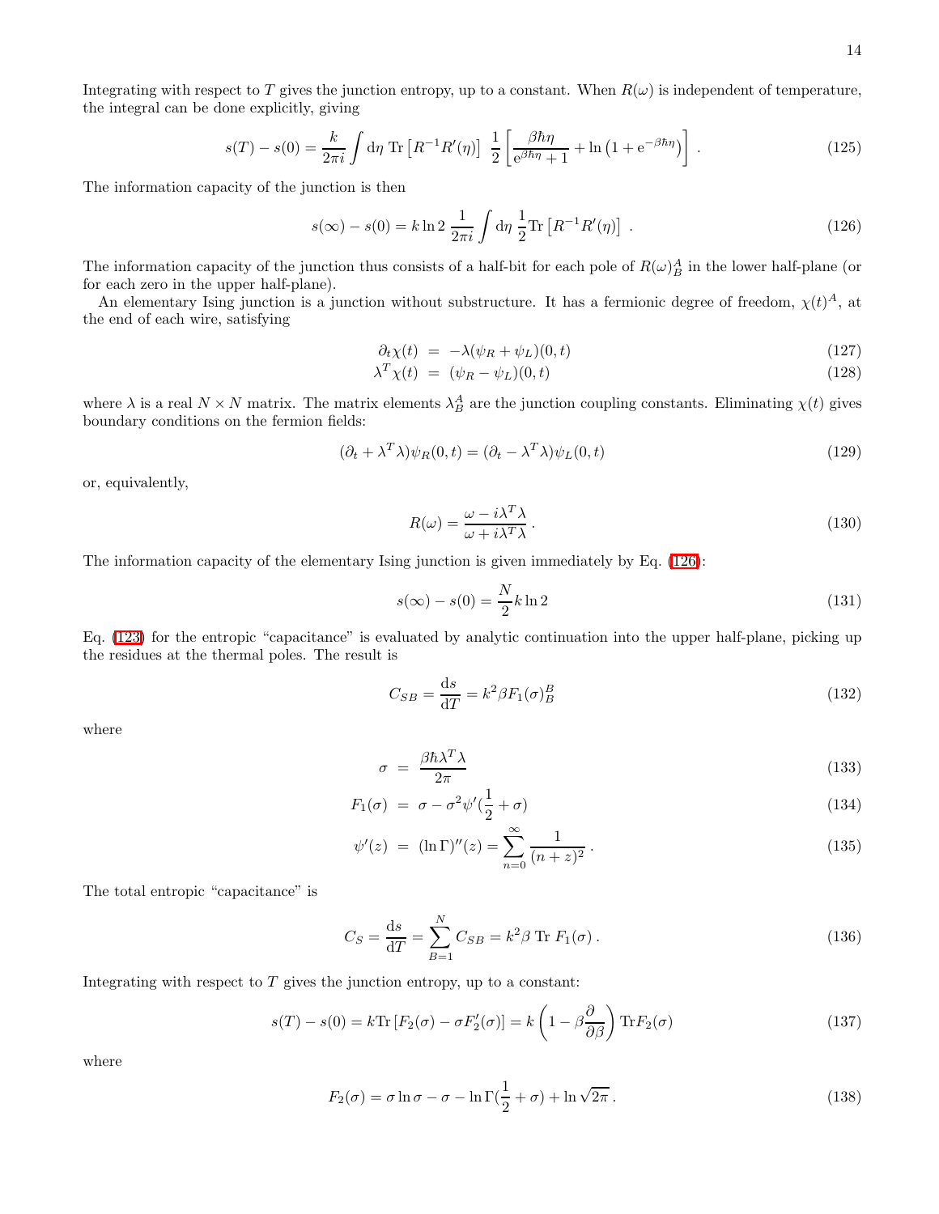Integrating with respect to $T$ gives the junction entropy, up to a constant. When $R(\omega)$ is independent of temperature, the integral can be done explicitly, giving

$$s(T) - s(0) = \frac{k}{2\pi i}\int \mathrm{d}\eta \; \mathrm{Tr}\left[R^{-1}R'(\eta)\right] \; \frac{1}{2}\left[\frac{\beta\hbar\eta}{\mathrm{e}^{\beta\hbar\eta}+1} + \ln\left(1+\mathrm{e}^{-\beta\hbar\eta}\right)\right] . \tag{125}$$

The information capacity of the junction is then

$$s(\infty) - s(0) = k\ln 2 \; \frac{1}{2\pi i}\int \mathrm{d}\eta \; \frac{1}{2}\mathrm{Tr}\left[R^{-1}R'(\eta)\right] . \tag{126}$$

The information capacity of the junction thus consists of a half-bit for each pole of $R(\omega)^A_B$ in the lower half-plane (or for each zero in the upper half-plane).

An elementary Ising junction is a junction without substructure. It has a fermionic degree of freedom, $\chi(t)^A$, at the end of each wire, satisfying

$$\partial_t\chi(t) \;=\; -\lambda(\psi_R + \psi_L)(0,t) \tag{127}$$

$$\lambda^T\chi(t) \;=\; (\psi_R - \psi_L)(0,t) \tag{128}$$

where $\lambda$ is a real $N\times N$ matrix. The matrix elements $\lambda^A_B$ are the junction coupling constants. Eliminating $\chi(t)$ gives boundary conditions on the fermion fields:

$$(\partial_t + \lambda^T\lambda)\psi_R(0,t) = (\partial_t - \lambda^T\lambda)\psi_L(0,t) \tag{129}$$

or, equivalently,

$$R(\omega) = \frac{\omega - i\lambda^T\lambda}{\omega + i\lambda^T\lambda} . \tag{130}$$

The information capacity of the elementary Ising junction is given immediately by Eq. (126):

$$s(\infty) - s(0) = \frac{N}{2}k\ln 2 \tag{131}$$

Eq. (123) for the entropic "capacitance" is evaluated by analytic continuation into the upper half-plane, picking up the residues at the thermal poles. The result is

$$C_{SB} = \frac{\mathrm{d}s}{\mathrm{d}T} = k^2\beta F_1(\sigma)^B_B \tag{132}$$

where

$$\sigma \;=\; \frac{\beta\hbar\lambda^T\lambda}{2\pi} \tag{133}$$

$$F_1(\sigma) \;=\; \sigma - \sigma^2\psi'(\frac{1}{2}+\sigma) \tag{134}$$

$$\psi'(z) \;=\; (\ln\Gamma)''(z) = \sum_{n=0}^{\infty}\frac{1}{(n+z)^2} . \tag{135}$$

The total entropic "capacitance" is

$$C_S = \frac{\mathrm{d}s}{\mathrm{d}T} = \sum_{B=1}^{N} C_{SB} = k^2\beta \; \mathrm{Tr}\; F_1(\sigma) . \tag{136}$$

Integrating with respect to $T$ gives the junction entropy, up to a constant:

$$s(T) - s(0) = k\mathrm{Tr}\left[F_2(\sigma) - \sigma F_2'(\sigma)\right] = k\left(1 - \beta\frac{\partial}{\partial\beta}\right)\mathrm{Tr}F_2(\sigma) \tag{137}$$

where

$$F_2(\sigma) = \sigma\ln\sigma - \sigma - \ln\Gamma(\frac{1}{2}+\sigma) + \ln\sqrt{2\pi} . \tag{138}$$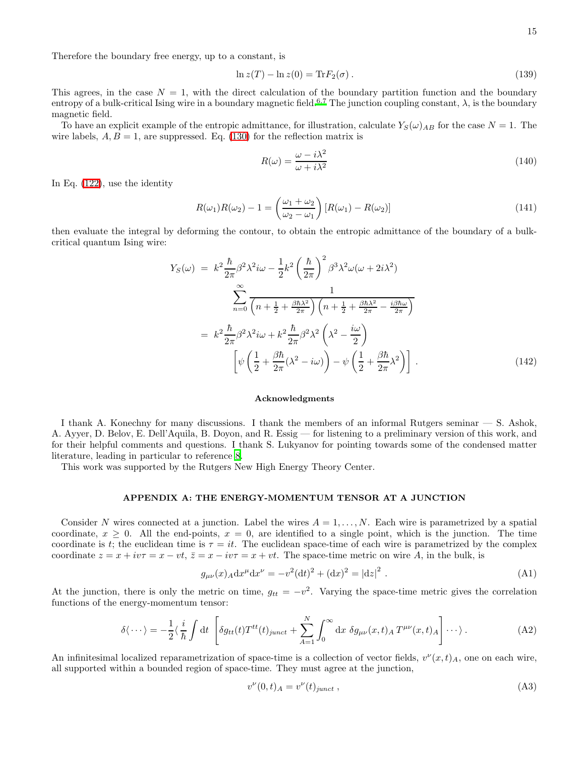Therefore the boundary free energy, up to a constant, is

$$\ln z(T) - \ln z(0) = \mathrm{Tr} F_2(\sigma) \,. \tag{139}$$

This agrees, in the case $N = 1$, with the direct calculation of the boundary partition function and the boundary entropy of a bulk-critical Ising wire in a boundary magnetic field.[6,7] The junction coupling constant, $\lambda$, is the boundary magnetic field.

To have an explicit example of the entropic admittance, for illustration, calculate $Y_S(\omega)_{AB}$ for the case $N = 1$. The wire labels, $A, B = 1$, are suppressed. Eq. (130) for the reflection matrix is

$$R(\omega) = \frac{\omega - i\lambda^2}{\omega + i\lambda^2} \tag{140}$$

In Eq. (122), use the identity

$$R(\omega_1)R(\omega_2) - 1 = \left(\frac{\omega_1 + \omega_2}{\omega_2 - \omega_1}\right)\left[R(\omega_1) - R(\omega_2)\right] \tag{141}$$

then evaluate the integral by deforming the contour, to obtain the entropic admittance of the boundary of a bulk-critical quantum Ising wire:

$$\begin{aligned}
Y_S(\omega) &= k^2 \frac{\hbar}{2\pi}\beta^2\lambda^2 i\omega - \frac{1}{2}k^2\left(\frac{\hbar}{2\pi}\right)^2 \beta^3\lambda^2\omega(\omega + 2i\lambda^2) \\
&\qquad \sum_{n=0}^{\infty} \frac{1}{\left(n + \frac{1}{2} + \frac{\beta\hbar\lambda^2}{2\pi}\right)\left(n + \frac{1}{2} + \frac{\beta\hbar\lambda^2}{2\pi} - \frac{i\beta\hbar\omega}{2\pi}\right)} \\
&= k^2\frac{\hbar}{2\pi}\beta^2\lambda^2 i\omega + k^2\frac{\hbar}{2\pi}\beta^2\lambda^2\left(\lambda^2 - \frac{i\omega}{2}\right) \\
&\qquad \left[\psi\left(\frac{1}{2} + \frac{\beta\hbar}{2\pi}(\lambda^2 - i\omega)\right) - \psi\left(\frac{1}{2} + \frac{\beta\hbar}{2\pi}\lambda^2\right)\right] \,.
\end{aligned} \tag{142}$$

### Acknowledgments

I thank A. Konechny for many discussions. I thank the members of an informal Rutgers seminar — S. Ashok, A. Ayyer, D. Belov, E. Dell'Aquila, B. Doyon, and R. Essig — for listening to a preliminary version of this work, and for their helpful comments and questions. I thank S. Lukyanov for pointing towards some of the condensed matter literature, leading in particular to reference [8].

This work was supported by the Rutgers New High Energy Theory Center.

## APPENDIX A: THE ENERGY-MOMENTUM TENSOR AT A JUNCTION

Consider $N$ wires connected at a junction. Label the wires $A = 1, \ldots, N$. Each wire is parametrized by a spatial coordinate, $x \geq 0$. All the end-points, $x = 0$, are identified to a single point, which is the junction. The time coordinate is $t$; the euclidean time is $\tau = it$. The euclidean space-time of each wire is parametrized by the complex coordinate $z = x + iv\tau = x - vt$, $\bar{z} = x - iv\tau = x + vt$. The space-time metric on wire $A$, in the bulk, is

$$g_{\mu\nu}(x)_A \mathrm{d}x^\mu \mathrm{d}x^\nu = -v^2(\mathrm{d}t)^2 + (\mathrm{d}x)^2 = |\mathrm{d}z|^2 \,. \tag{A1}$$

At the junction, there is only the metric on time, $g_{tt} = -v^2$. Varying the space-time metric gives the correlation functions of the energy-momentum tensor:

$$\delta\langle\cdots\rangle = -\frac{1}{2}\langle \frac{i}{\hbar}\int \mathrm{d}t \,\left[\delta g_{tt}(t) T^{tt}(t)_{junct} + \sum_{A=1}^{N}\int_0^\infty \mathrm{d}x \;\delta g_{\mu\nu}(x,t)_A \, T^{\mu\nu}(x,t)_A\right]\cdots\rangle \,. \tag{A2}$$

An infinitesimal localized reparametrization of space-time is a collection of vector fields, $v^\nu(x,t)_A$, one on each wire, all supported within a bounded region of space-time. They must agree at the junction,

$$v^\nu(0,t)_A = v^\nu(t)_{junct} \,, \tag{A3}$$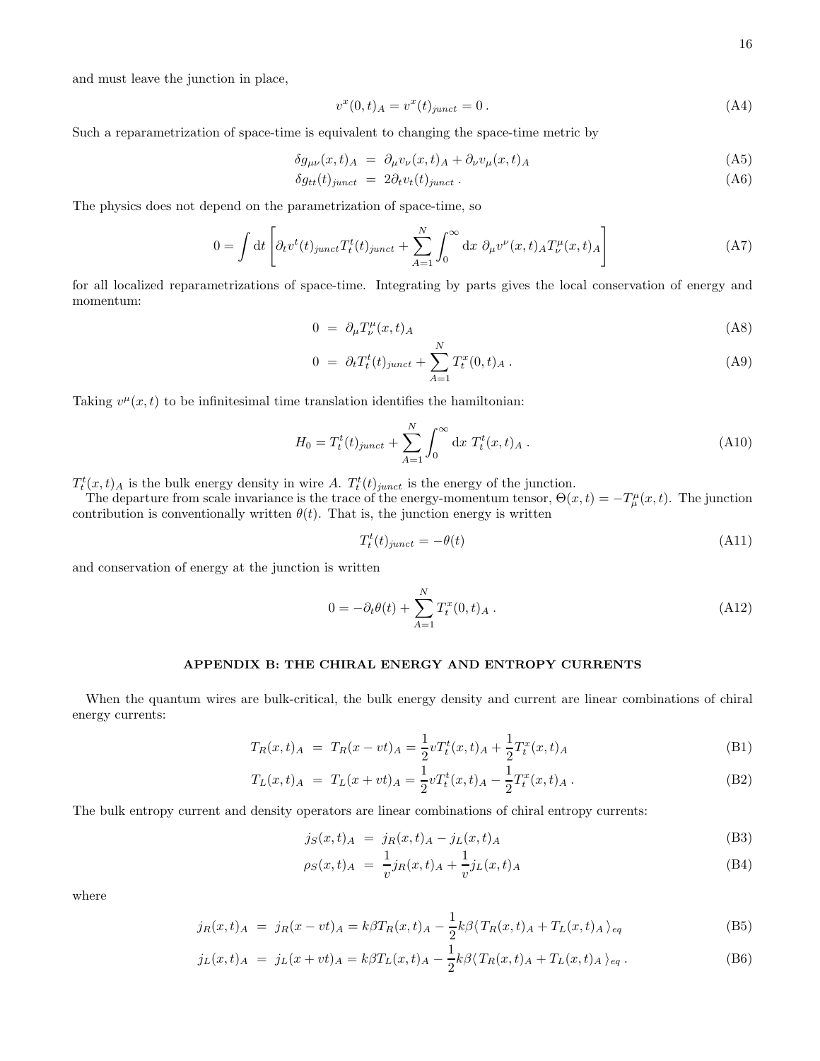and must leave the junction in place,

$$v^x(0,t)_A = v^x(t)_{junct} = 0\,. \tag{A4}$$

Such a reparametrization of space-time is equivalent to changing the space-time metric by

$$\delta g_{\mu\nu}(x,t)_A \;=\; \partial_\mu v_\nu(x,t)_A + \partial_\nu v_\mu(x,t)_A \tag{A5}$$

$$\delta g_{tt}(t)_{junct} \;=\; 2\partial_t v_t(t)_{junct}\,. \tag{A6}$$

The physics does not depend on the parametrization of space-time, so

$$0 = \int \mathrm{d}t \left[ \partial_t v^t(t)_{junct} T^t_t(t)_{junct} + \sum_{A=1}^{N} \int_0^\infty \mathrm{d}x\ \partial_\mu v^\nu(x,t)_A T^\mu_\nu(x,t)_A \right] \tag{A7}$$

for all localized reparametrizations of space-time. Integrating by parts gives the local conservation of energy and momentum:

$$0 \;=\; \partial_\mu T^\mu_\nu(x,t)_A \tag{A8}$$

$$0 \;=\; \partial_t T^t_t(t)_{junct} + \sum_{A=1}^{N} T^x_t(0,t)_A\,. \tag{A9}$$

Taking $v^\mu(x,t)$ to be infinitesimal time translation identifies the hamiltonian:

$$H_0 = T^t_t(t)_{junct} + \sum_{A=1}^{N} \int_0^\infty \mathrm{d}x\ T^t_t(x,t)_A\,. \tag{A10}$$

$T^t_t(x,t)_A$ is the bulk energy density in wire $A$. $T^t_t(t)_{junct}$ is the energy of the junction.

The departure from scale invariance is the trace of the energy-momentum tensor, $\Theta(x,t) = -T^\mu_\mu(x,t)$. The junction contribution is conventionally written $\theta(t)$. That is, the junction energy is written

$$T^t_t(t)_{junct} = -\theta(t) \tag{A11}$$

and conservation of energy at the junction is written

$$0 = -\partial_t \theta(t) + \sum_{A=1}^{N} T^x_t(0,t)_A\,. \tag{A12}$$

## APPENDIX B: THE CHIRAL ENERGY AND ENTROPY CURRENTS

When the quantum wires are bulk-critical, the bulk energy density and current are linear combinations of chiral energy currents:

$$T_R(x,t)_A \;=\; T_R(x-vt)_A = \frac{1}{2} v T^t_t(x,t)_A + \frac{1}{2} T^x_t(x,t)_A \tag{B1}$$

$$T_L(x,t)_A \;=\; T_L(x+vt)_A = \frac{1}{2} v T^t_t(x,t)_A - \frac{1}{2} T^x_t(x,t)_A\,. \tag{B2}$$

The bulk entropy current and density operators are linear combinations of chiral entropy currents:

$$j_S(x,t)_A \;=\; j_R(x,t)_A - j_L(x,t)_A \tag{B3}$$

$$\rho_S(x,t)_A \;=\; \frac{1}{v} j_R(x,t)_A + \frac{1}{v} j_L(x,t)_A \tag{B4}$$

where

$$j_R(x,t)_A \;=\; j_R(x-vt)_A = k\beta T_R(x,t)_A - \frac{1}{2} k\beta \langle\, T_R(x,t)_A + T_L(x,t)_A \,\rangle_{eq} \tag{B5}$$

$$j_L(x,t)_A \;=\; j_L(x+vt)_A = k\beta T_L(x,t)_A - \frac{1}{2} k\beta \langle\, T_R(x,t)_A + T_L(x,t)_A \,\rangle_{eq}\,. \tag{B6}$$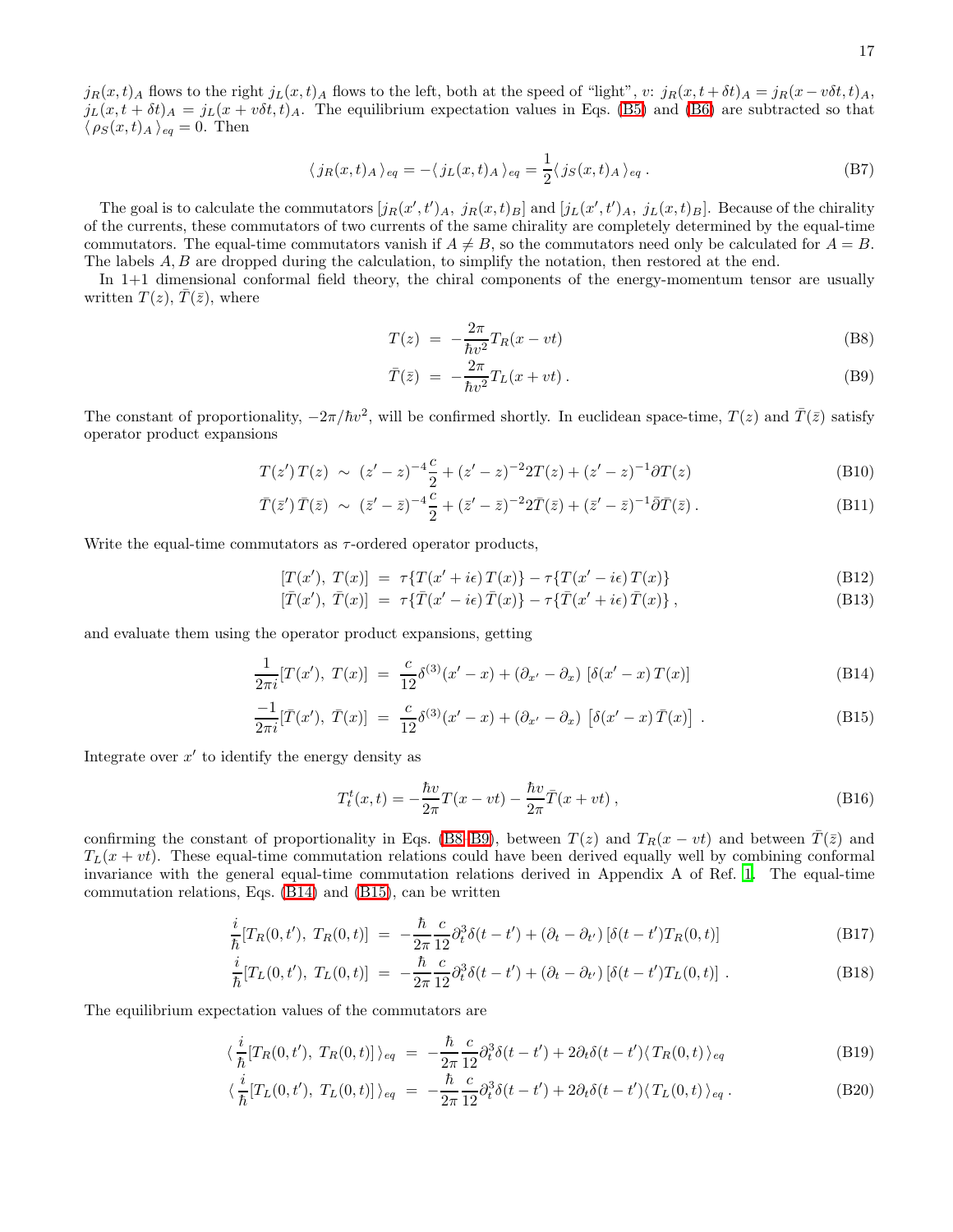$j_R(x,t)_A$ flows to the right $j_L(x,t)_A$ flows to the left, both at the speed of "light", $v$: $j_R(x, t+\delta t)_A = j_R(x - v\delta t, t)_A$, $j_L(x, t+\delta t)_A = j_L(x + v\delta t, t)_A$. The equilibrium expectation values in Eqs. (B5) and (B6) are subtracted so that $\langle \rho_S(x,t)_A \rangle_{eq} = 0$. Then

$$\langle j_R(x,t)_A \rangle_{eq} = -\langle j_L(x,t)_A \rangle_{eq} = \frac{1}{2} \langle j_S(x,t)_A \rangle_{eq} \,. \tag{B7}$$

The goal is to calculate the commutators $[j_R(x',t')_A,\ j_R(x,t)_B]$ and $[j_L(x',t')_A,\ j_L(x,t)_B]$. Because of the chirality of the currents, these commutators of two currents of the same chirality are completely determined by the equal-time commutators. The equal-time commutators vanish if $A \neq B$, so the commutators need only be calculated for $A = B$. The labels $A, B$ are dropped during the calculation, to simplify the notation, then restored at the end.

In 1+1 dimensional conformal field theory, the chiral components of the energy-momentum tensor are usually written $T(z), \bar{T}(\bar{z})$, where

$$T(z) \;=\; -\frac{2\pi}{\hbar v^2} T_R(x - vt) \tag{B8}$$

$$\bar{T}(\bar{z}) \;=\; -\frac{2\pi}{\hbar v^2} T_L(x + vt) \,. \tag{B9}$$

The constant of proportionality, $-2\pi/\hbar v^2$, will be confirmed shortly. In euclidean space-time, $T(z)$ and $\bar{T}(\bar{z})$ satisfy operator product expansions

$$T(z')\, T(z) \;\sim\; (z'-z)^{-4} \frac{c}{2} + (z'-z)^{-2} 2T(z) + (z'-z)^{-1} \partial T(z) \tag{B10}$$

$$\bar{T}(\bar{z}')\, \bar{T}(\bar{z}) \;\sim\; (\bar{z}'-\bar{z})^{-4} \frac{c}{2} + (\bar{z}'-\bar{z})^{-2} 2\bar{T}(\bar{z}) + (\bar{z}'-\bar{z})^{-1} \bar{\partial} \bar{T}(\bar{z}) \,. \tag{B11}$$

Write the equal-time commutators as $\tau$-ordered operator products,

$$[T(x'),\ T(x)] \;=\; \tau\{T(x'+i\epsilon)\, T(x)\} - \tau\{T(x'-i\epsilon)\, T(x)\} \tag{B12}$$

$$[\bar{T}(x'),\ \bar{T}(x)] \;=\; \tau\{\bar{T}(x'-i\epsilon)\, \bar{T}(x)\} - \tau\{\bar{T}(x'+i\epsilon)\, \bar{T}(x)\} \,, \tag{B13}$$

and evaluate them using the operator product expansions, getting

$$\frac{1}{2\pi i} [T(x'),\ T(x)] \;=\; \frac{c}{12} \delta^{(3)}(x'-x) + (\partial_{x'} - \partial_x)\ [\delta(x'-x)\, T(x)] \tag{B14}$$

$$\frac{-1}{2\pi i} [\bar{T}(x'),\ \bar{T}(x)] \;=\; \frac{c}{12} \delta^{(3)}(x'-x) + (\partial_{x'} - \partial_x)\ \left[\delta(x'-x)\, \bar{T}(x)\right] \,. \tag{B15}$$

Integrate over $x'$ to identify the energy density as

$$T^t_t(x,t) = -\frac{\hbar v}{2\pi} T(x-vt) - \frac{\hbar v}{2\pi} \bar{T}(x+vt) \,, \tag{B16}$$

confirming the constant of proportionality in Eqs. (B8-B9), between $T(z)$ and $T_R(x-vt)$ and between $\bar{T}(\bar{z})$ and $T_L(x+vt)$. These equal-time commutation relations could have been derived equally well by combining conformal invariance with the general equal-time commutation relations derived in Appendix A of Ref. [1]. The equal-time commutation relations, Eqs. (B14) and (B15), can be written

$$\frac{i}{\hbar} [T_R(0,t'),\ T_R(0,t)] \;=\; -\frac{\hbar}{2\pi} \frac{c}{12} \partial_t^3 \delta(t-t') + (\partial_t - \partial_{t'})\, [\delta(t-t') T_R(0,t)] \tag{B17}$$

$$\frac{i}{\hbar} [T_L(0,t'),\ T_L(0,t)] \;=\; -\frac{\hbar}{2\pi} \frac{c}{12} \partial_t^3 \delta(t-t') + (\partial_t - \partial_{t'})\, [\delta(t-t') T_L(0,t)] \,. \tag{B18}$$

The equilibrium expectation values of the commutators are

$$\langle \frac{i}{\hbar} [T_R(0,t'),\ T_R(0,t)] \rangle_{eq} \;=\; -\frac{\hbar}{2\pi} \frac{c}{12} \partial_t^3 \delta(t-t') + 2\partial_t \delta(t-t') \langle T_R(0,t) \rangle_{eq} \tag{B19}$$

$$\langle \frac{i}{\hbar} [T_L(0,t'),\ T_L(0,t)] \rangle_{eq} \;=\; -\frac{\hbar}{2\pi} \frac{c}{12} \partial_t^3 \delta(t-t') + 2\partial_t \delta(t-t') \langle T_L(0,t) \rangle_{eq} \,. \tag{B20}$$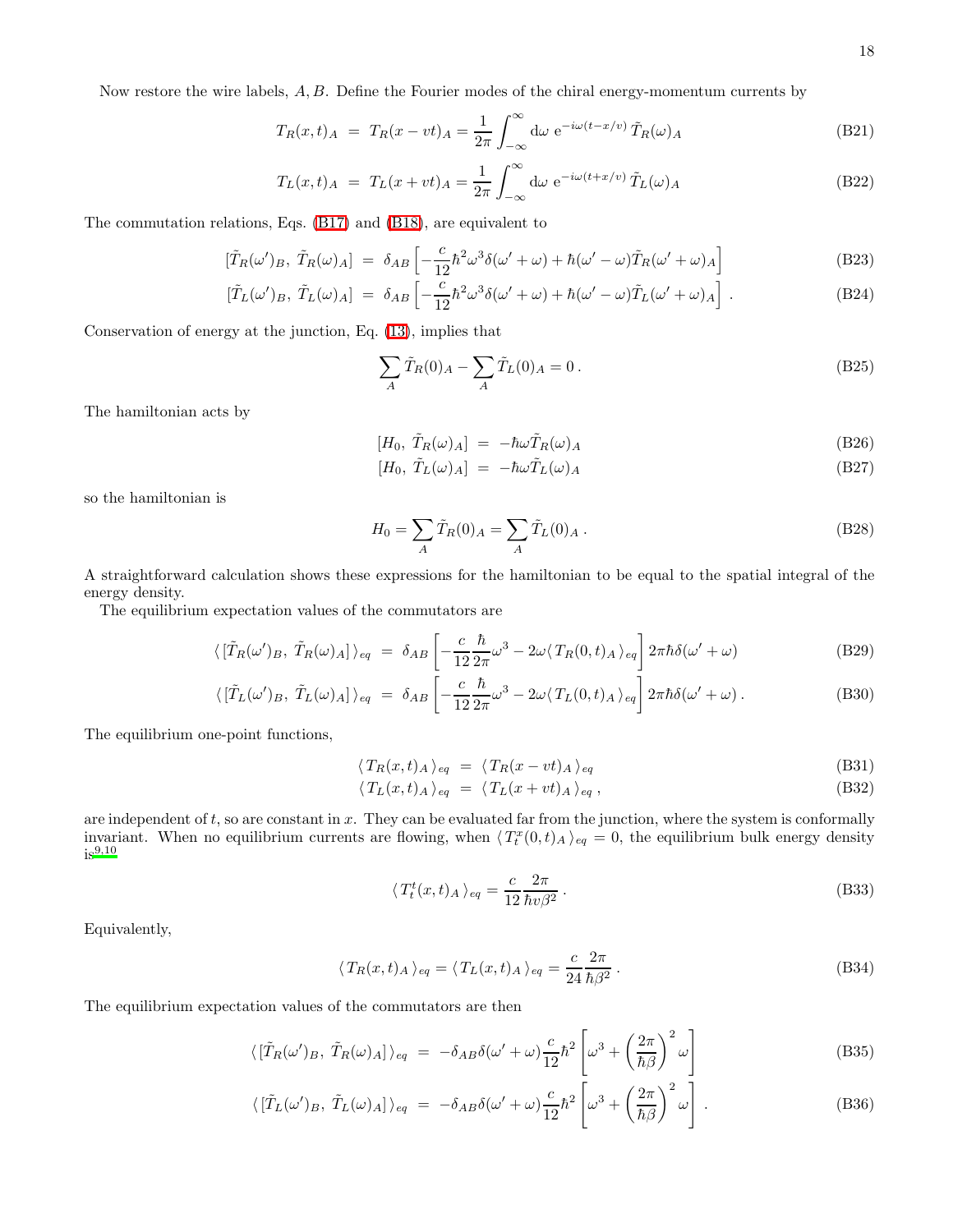Now restore the wire labels, $A, B$. Define the Fourier modes of the chiral energy-momentum currents by

$$T_R(x,t)_A \;=\; T_R(x-vt)_A = \frac{1}{2\pi}\int_{-\infty}^{\infty} \mathrm{d}\omega\; \mathrm{e}^{-i\omega(t-x/v)}\, \tilde{T}_R(\omega)_A \tag{B21}$$

$$T_L(x,t)_A \;=\; T_L(x+vt)_A = \frac{1}{2\pi}\int_{-\infty}^{\infty} \mathrm{d}\omega\; \mathrm{e}^{-i\omega(t+x/v)}\, \tilde{T}_L(\omega)_A \tag{B22}$$

The commutation relations, Eqs. (B17) and (B18), are equivalent to

$$[\tilde{T}_R(\omega')_B,\; \tilde{T}_R(\omega)_A] \;=\; \delta_{AB}\left[-\frac{c}{12}\hbar^2\omega^3\delta(\omega'+\omega) + \hbar(\omega'-\omega)\tilde{T}_R(\omega'+\omega)_A\right] \tag{B23}$$

$$[\tilde{T}_L(\omega')_B,\; \tilde{T}_L(\omega)_A] \;=\; \delta_{AB}\left[-\frac{c}{12}\hbar^2\omega^3\delta(\omega'+\omega) + \hbar(\omega'-\omega)\tilde{T}_L(\omega'+\omega)_A\right]. \tag{B24}$$

Conservation of energy at the junction, Eq. (13), implies that

$$\sum_A \tilde{T}_R(0)_A - \sum_A \tilde{T}_L(0)_A = 0\,. \tag{B25}$$

The hamiltonian acts by

$$[H_0,\; \tilde{T}_R(\omega)_A] \;=\; -\hbar\omega\tilde{T}_R(\omega)_A \tag{B26}$$

$$[H_0,\; \tilde{T}_L(\omega)_A] \;=\; -\hbar\omega\tilde{T}_L(\omega)_A \tag{B27}$$

so the hamiltonian is

$$H_0 = \sum_A \tilde{T}_R(0)_A = \sum_A \tilde{T}_L(0)_A\,. \tag{B28}$$

A straightforward calculation shows these expressions for the hamiltonian to be equal to the spatial integral of the energy density.

The equilibrium expectation values of the commutators are

$$\langle\, [\tilde{T}_R(\omega')_B,\; \tilde{T}_R(\omega)_A]\,\rangle_{eq} \;=\; \delta_{AB}\left[-\frac{c}{12}\frac{\hbar}{2\pi}\omega^3 - 2\omega\langle\, T_R(0,t)_A\,\rangle_{eq}\right]2\pi\hbar\delta(\omega'+\omega) \tag{B29}$$

$$\langle\, [\tilde{T}_L(\omega')_B,\; \tilde{T}_L(\omega)_A]\,\rangle_{eq} \;=\; \delta_{AB}\left[-\frac{c}{12}\frac{\hbar}{2\pi}\omega^3 - 2\omega\langle\, T_L(0,t)_A\,\rangle_{eq}\right]2\pi\hbar\delta(\omega'+\omega)\,. \tag{B30}$$

The equilibrium one-point functions,

$$\langle\, T_R(x,t)_A\,\rangle_{eq} \;=\; \langle\, T_R(x-vt)_A\,\rangle_{eq} \tag{B31}$$

$$\langle\, T_L(x,t)_A\,\rangle_{eq} \;=\; \langle\, T_L(x+vt)_A\,\rangle_{eq}\,, \tag{B32}$$

are independent of $t$, so are constant in $x$. They can be evaluated far from the junction, where the system is conformally invariant. When no equilibrium currents are flowing, when $\langle\, T^x_t(0,t)_A\,\rangle_{eq} = 0$, the equilibrium bulk energy density is[9,10]

$$\langle\, T^t_t(x,t)_A\,\rangle_{eq} = \frac{c}{12}\frac{2\pi}{\hbar v\beta^2}\,. \tag{B33}$$

Equivalently,

$$\langle\, T_R(x,t)_A\,\rangle_{eq} = \langle\, T_L(x,t)_A\,\rangle_{eq} = \frac{c}{24}\frac{2\pi}{\hbar\beta^2}\,. \tag{B34}$$

The equilibrium expectation values of the commutators are then

$$\langle\, [\tilde{T}_R(\omega')_B,\; \tilde{T}_R(\omega)_A]\,\rangle_{eq} \;=\; -\delta_{AB}\delta(\omega'+\omega)\frac{c}{12}\hbar^2\left[\omega^3 + \left(\frac{2\pi}{\hbar\beta}\right)^2\omega\right] \tag{B35}$$

$$\langle\, [\tilde{T}_L(\omega')_B,\; \tilde{T}_L(\omega)_A]\,\rangle_{eq} \;=\; -\delta_{AB}\delta(\omega'+\omega)\frac{c}{12}\hbar^2\left[\omega^3 + \left(\frac{2\pi}{\hbar\beta}\right)^2\omega\right]. \tag{B36}$$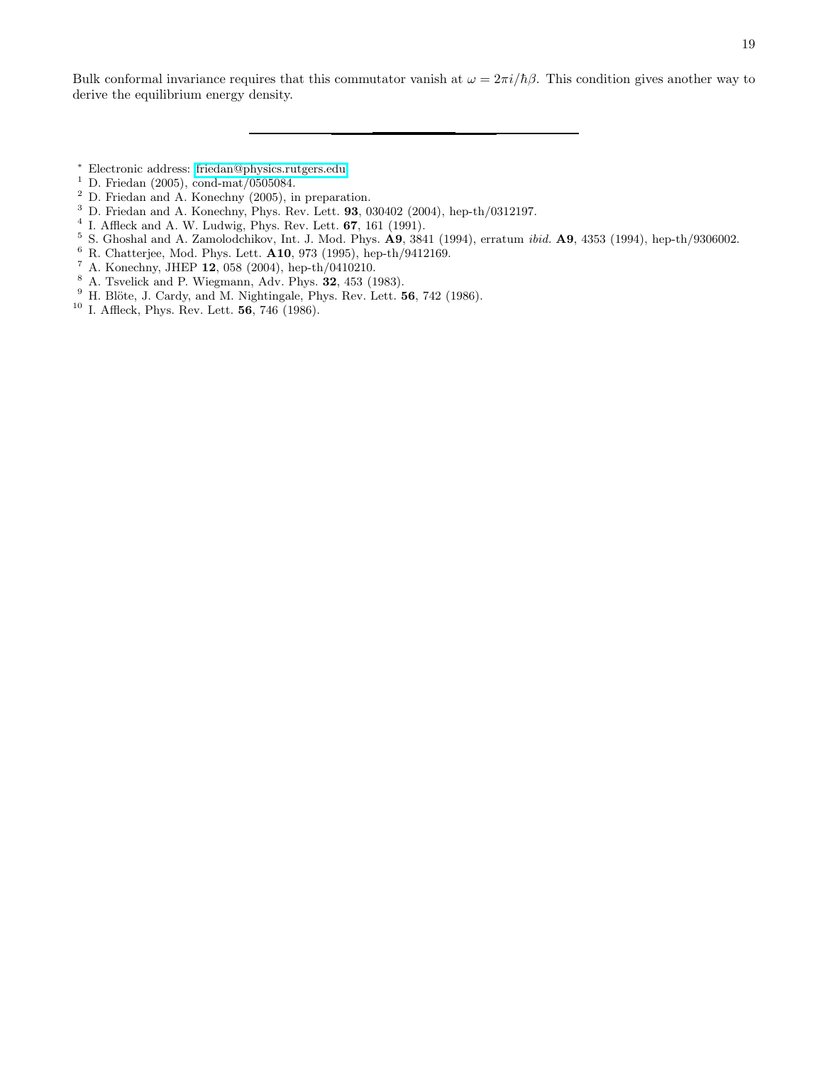Bulk conformal invariance requires that this commutator vanish at $\omega = 2\pi i/\hbar\beta$. This condition gives another way to derive the equilibrium energy density.

---

[*] Electronic address: friedan@physics.rutgers.edu

[1] D. Friedan (2005), cond-mat/0505084.

[2] D. Friedan and A. Konechny (2005), in preparation.

[3] D. Friedan and A. Konechny, Phys. Rev. Lett. **93**, 030402 (2004), hep-th/0312197.

[4] I. Affleck and A. W. Ludwig, Phys. Rev. Lett. **67**, 161 (1991).

[5] S. Ghoshal and A. Zamolodchikov, Int. J. Mod. Phys. **A9**, 3841 (1994), erratum *ibid.* **A9**, 4353 (1994), hep-th/9306002.

[6] R. Chatterjee, Mod. Phys. Lett. **A10**, 973 (1995), hep-th/9412169.

[7] A. Konechny, JHEP **12**, 058 (2004), hep-th/0410210.

[8] A. Tsvelick and P. Wiegmann, Adv. Phys. **32**, 453 (1983).

[9] H. Blöte, J. Cardy, and M. Nightingale, Phys. Rev. Lett. **56**, 742 (1986).

[10] I. Affleck, Phys. Rev. Lett. **56**, 746 (1986).